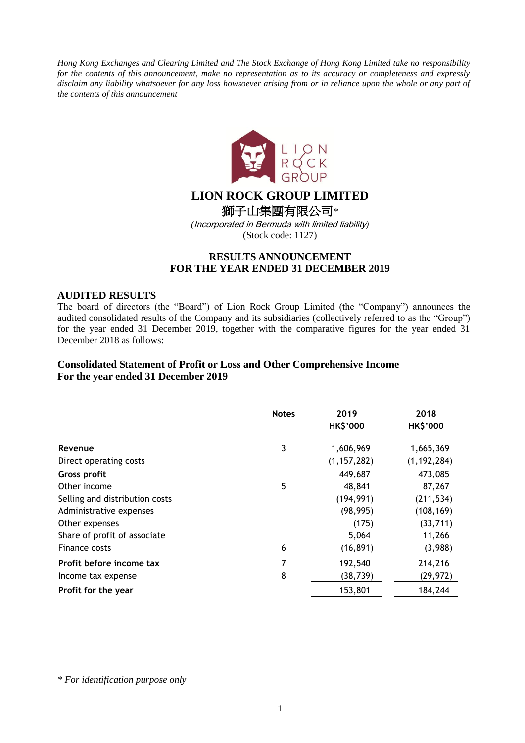*Hong Kong Exchanges and Clearing Limited and The Stock Exchange of Hong Kong Limited take no responsibility for the contents of this announcement, make no representation as to its accuracy or completeness and expressly disclaim any liability whatsoever for any loss howsoever arising from or in reliance upon the whole or any part of the contents of this announcement*

# LION ROCK GROUP LIMITED

# 獅子山集團有限公司*

*(Incorporated in Bermuda with limited liability)*

(Stock code: 1127)

## RESULTS ANNOUNCEMENT FOR THE YEAR ENDED 31 DECEMBER 2019

## AUDITED RESULTS

The board of directors (the "Board") of Lion Rock Group Limited (the "Company") announces the audited consolidated results of the Company and its subsidiaries (collectively referred to as the "Group") for the year ended 31 December 2019, together with the comparative figures for the year ended 31 December 2018 as follows:

### Consolidated Statement of Profit or Loss and Other Comprehensive Income For the year ended 31 December 2019

| | Notes | 2019 HK$'000 | 2018 HK$'000 |
|---|---|---|---|
| **Revenue** | 3 | 1,606,969 | 1,665,369 |
| Direct operating costs | | (1,157,282) | (1,192,284) |
| **Gross profit** | | 449,687 | 473,085 |
| Other income | 5 | 48,841 | 87,267 |
| Selling and distribution costs | | (194,991) | (211,534) |
| Administrative expenses | | (98,995) | (108,169) |
| Other expenses | | (175) | (33,711) |
| Share of profit of associate | | 5,064 | 11,266 |
| Finance costs | 6 | (16,891) | (3,988) |
| **Profit before income tax** | 7 | 192,540 | 214,216 |
| Income tax expense | 8 | (38,739) | (29,972) |
| **Profit for the year** | | 153,801 | 184,244 |

*\* For identification purpose only*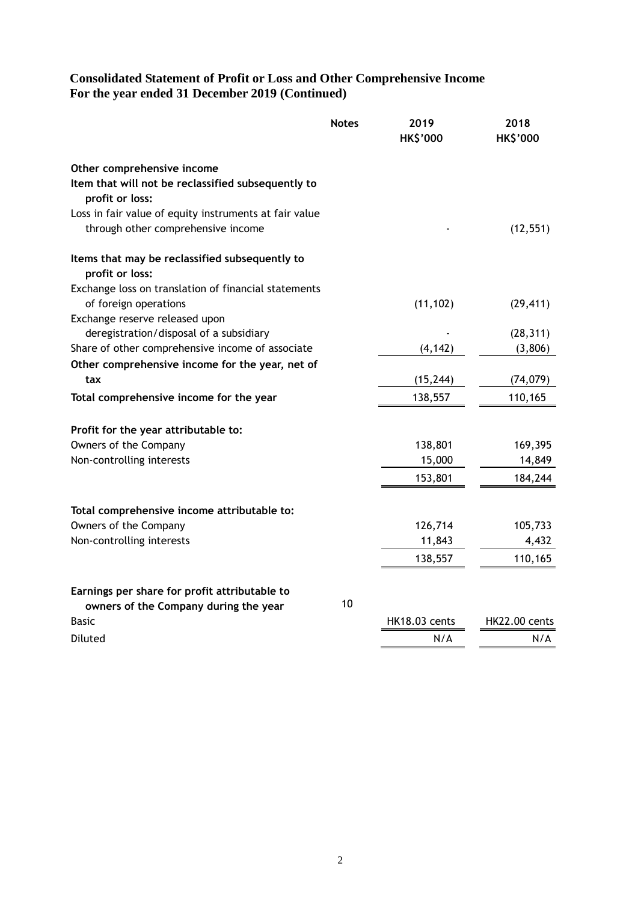# Consolidated Statement of Profit or Loss and Other Comprehensive Income
# For the year ended 31 December 2019 (Continued)

| | Notes | 2019<br>HK$'000 | 2018<br>HK$'000 |
|---|---|---|---|
| **Other comprehensive income** | | | |
| **Item that will not be reclassified subsequently to profit or loss:** | | | |
| Loss in fair value of equity instruments at fair value through other comprehensive income | | - | (12,551) |
| **Items that may be reclassified subsequently to profit or loss:** | | | |
| Exchange loss on translation of financial statements of foreign operations | | (11,102) | (29,411) |
| Exchange reserve released upon deregistration/disposal of a subsidiary | | - | (28,311) |
| Share of other comprehensive income of associate | | (4,142) | (3,806) |
| **Other comprehensive income for the year, net of tax** | | (15,244) | (74,079) |
| **Total comprehensive income for the year** | | 138,557 | 110,165 |
| **Profit for the year attributable to:** | | | |
| Owners of the Company | | 138,801 | 169,395 |
| Non-controlling interests | | 15,000 | 14,849 |
| | | 153,801 | 184,244 |
| **Total comprehensive income attributable to:** | | | |
| Owners of the Company | | 126,714 | 105,733 |
| Non-controlling interests | | 11,843 | 4,432 |
| | | 138,557 | 110,165 |
| **Earnings per share for profit attributable to owners of the Company during the year** | 10 | | |
| Basic | | HK18.03 cents | HK22.00 cents |
| Diluted | | N/A | N/A |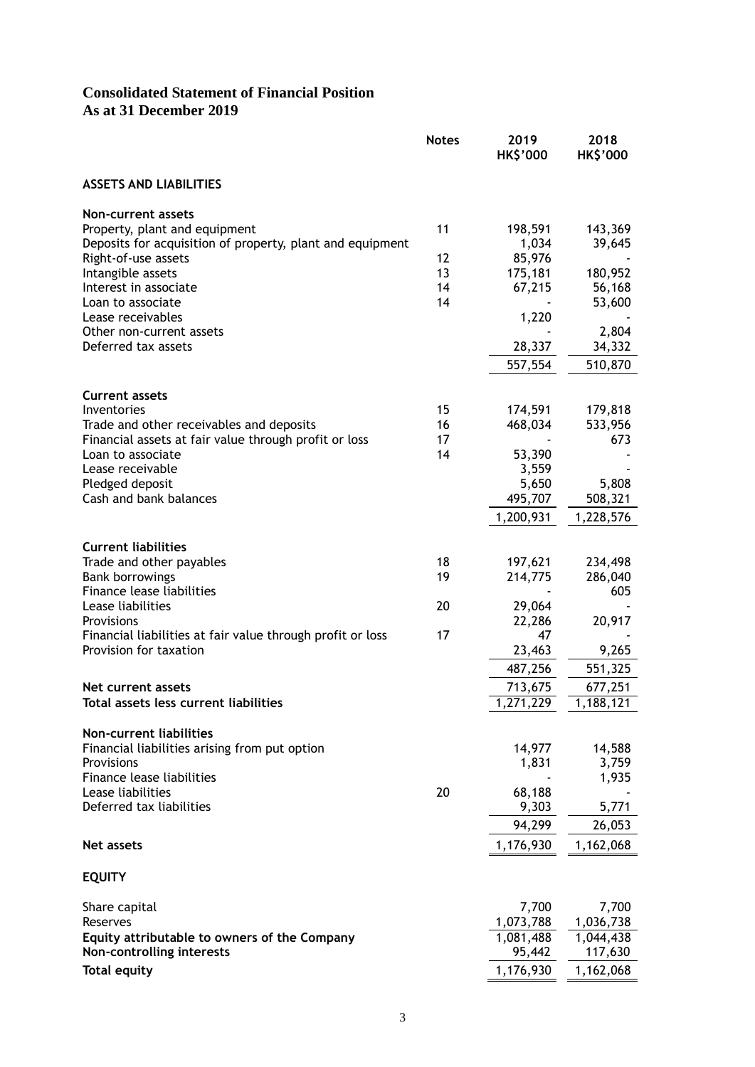# Consolidated Statement of Financial Position
## As at 31 December 2019

| | Notes | 2019 HK$'000 | 2018 HK$'000 |
|---|---|---|---|
| **ASSETS AND LIABILITIES** | | | |
| **Non-current assets** | | | |
| Property, plant and equipment | 11 | 198,591 | 143,369 |
| Deposits for acquisition of property, plant and equipment | | 1,034 | 39,645 |
| Right-of-use assets | 12 | 85,976 | - |
| Intangible assets | 13 | 175,181 | 180,952 |
| Interest in associate | 14 | 67,215 | 56,168 |
| Loan to associate | 14 | - | 53,600 |
| Lease receivables | | 1,220 | - |
| Other non-current assets | | - | 2,804 |
| Deferred tax assets | | 28,337 | 34,332 |
| | | 557,554 | 510,870 |
| **Current assets** | | | |
| Inventories | 15 | 174,591 | 179,818 |
| Trade and other receivables and deposits | 16 | 468,034 | 533,956 |
| Financial assets at fair value through profit or loss | 17 | - | 673 |
| Loan to associate | 14 | 53,390 | - |
| Lease receivable | | 3,559 | - |
| Pledged deposit | | 5,650 | 5,808 |
| Cash and bank balances | | 495,707 | 508,321 |
| | | 1,200,931 | 1,228,576 |
| **Current liabilities** | | | |
| Trade and other payables | 18 | 197,621 | 234,498 |
| Bank borrowings | 19 | 214,775 | 286,040 |
| Finance lease liabilities | | - | 605 |
| Lease liabilities | 20 | 29,064 | - |
| Provisions | | 22,286 | 20,917 |
| Financial liabilities at fair value through profit or loss | 17 | 47 | - |
| Provision for taxation | | 23,463 | 9,265 |
| | | 487,256 | 551,325 |
| **Net current assets** | | 713,675 | 677,251 |
| **Total assets less current liabilities** | | 1,271,229 | 1,188,121 |
| **Non-current liabilities** | | | |
| Financial liabilities arising from put option | | 14,977 | 14,588 |
| Provisions | | 1,831 | 3,759 |
| Finance lease liabilities | | - | 1,935 |
| Lease liabilities | 20 | 68,188 | - |
| Deferred tax liabilities | | 9,303 | 5,771 |
| | | 94,299 | 26,053 |
| **Net assets** | | 1,176,930 | 1,162,068 |
| **EQUITY** | | | |
| Share capital | | 7,700 | 7,700 |
| Reserves | | 1,073,788 | 1,036,738 |
| **Equity attributable to owners of the Company** | | 1,081,488 | 1,044,438 |
| **Non-controlling interests** | | 95,442 | 117,630 |
| **Total equity** | | 1,176,930 | 1,162,068 |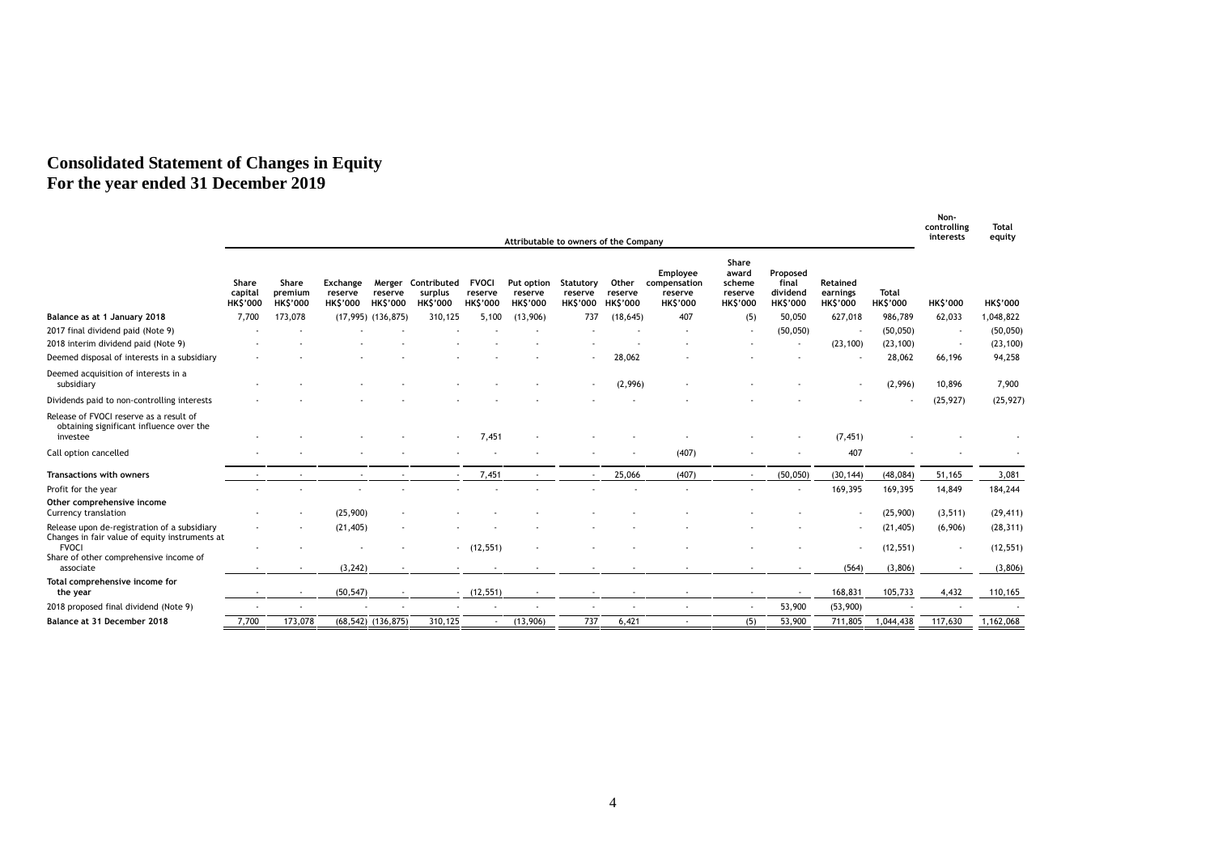# Consolidated Statement of Changes in Equity
# For the year ended 31 December 2019

| | Attributable to owners of the Company | | | | | | | | | | | | | | Non-controlling interests | Total equity |
|---|---|---|---|---|---|---|---|---|---|---|---|---|---|---|---|---|
| | Share capital HK$'000 | Share premium HK$'000 | Exchange reserve HK$'000 | Merger reserve HK$'000 | Contributed surplus HK$'000 | FVOCI reserve HK$'000 | Put option reserve HK$'000 | Statutory reserve HK$'000 | Other reserve HK$'000 | Employee compensation reserve HK$'000 | Share award scheme reserve HK$'000 | Proposed final dividend HK$'000 | Retained earnings HK$'000 | Total HK$'000 | HK$'000 | HK$'000 |
| **Balance as at 1 January 2018** | 7,700 | 173,078 | (17,995) | (136,875) | 310,125 | 5,100 | (13,906) | 737 | (18,645) | 407 | (5) | 50,050 | 627,018 | 986,789 | 62,033 | 1,048,822 |
| 2017 final dividend paid (Note 9) | - | - | - | - | - | - | - | - | - | - | - | (50,050) | - | (50,050) | - | (50,050) |
| 2018 interim dividend paid (Note 9) | - | - | - | - | - | - | - | - | - | - | - | - | (23,100) | (23,100) | - | (23,100) |
| Deemed disposal of interests in a subsidiary | - | - | - | - | - | - | - | - | 28,062 | - | - | - | - | 28,062 | 66,196 | 94,258 |
| Deemed acquisition of interests in a subsidiary | - | - | - | - | - | - | - | - | (2,996) | - | - | - | - | (2,996) | 10,896 | 7,900 |
| Dividends paid to non-controlling interests | - | - | - | - | - | - | - | - | - | - | - | - | - | - | (25,927) | (25,927) |
| Release of FVOCI reserve as a result of obtaining significant influence over the investee | - | - | - | - | - | 7,451 | - | - | - | - | - | - | (7,451) | - | - | - |
| Call option cancelled | - | - | - | - | - | - | - | - | - | (407) | - | - | 407 | - | - | - |
| **Transactions with owners** | - | - | - | - | - | 7,451 | - | - | 25,066 | (407) | - | (50,050) | (30,144) | (48,084) | 51,165 | 3,081 |
| Profit for the year | - | - | - | - | - | - | - | - | - | - | - | - | 169,395 | 169,395 | 14,849 | 184,244 |
| **Other comprehensive income** | | | | | | | | | | | | | | | | |
| Currency translation | - | - | (25,900) | - | - | - | - | - | - | - | - | - | - | (25,900) | (3,511) | (29,411) |
| Release upon de-registration of a subsidiary | - | - | (21,405) | - | - | - | - | - | - | - | - | - | - | (21,405) | (6,906) | (28,311) |
| Changes in fair value of equity instruments at FVOCI | - | - | - | - | - | (12,551) | - | - | - | - | - | - | - | (12,551) | - | (12,551) |
| Share of other comprehensive income of associate | - | - | (3,242) | - | - | - | - | - | - | - | - | - | (564) | (3,806) | - | (3,806) |
| **Total comprehensive income for the year** | - | - | (50,547) | - | - | (12,551) | - | - | - | - | - | - | 168,831 | 105,733 | 4,432 | 110,165 |
| 2018 proposed final dividend (Note 9) | - | - | - | - | - | - | - | - | - | - | - | 53,900 | (53,900) | - | - | - |
| **Balance at 31 December 2018** | 7,700 | 173,078 | (68,542) | (136,875) | 310,125 | - | (13,906) | 737 | 6,421 | - | (5) | 53,900 | 711,805 | 1,044,438 | 117,630 | 1,162,068 |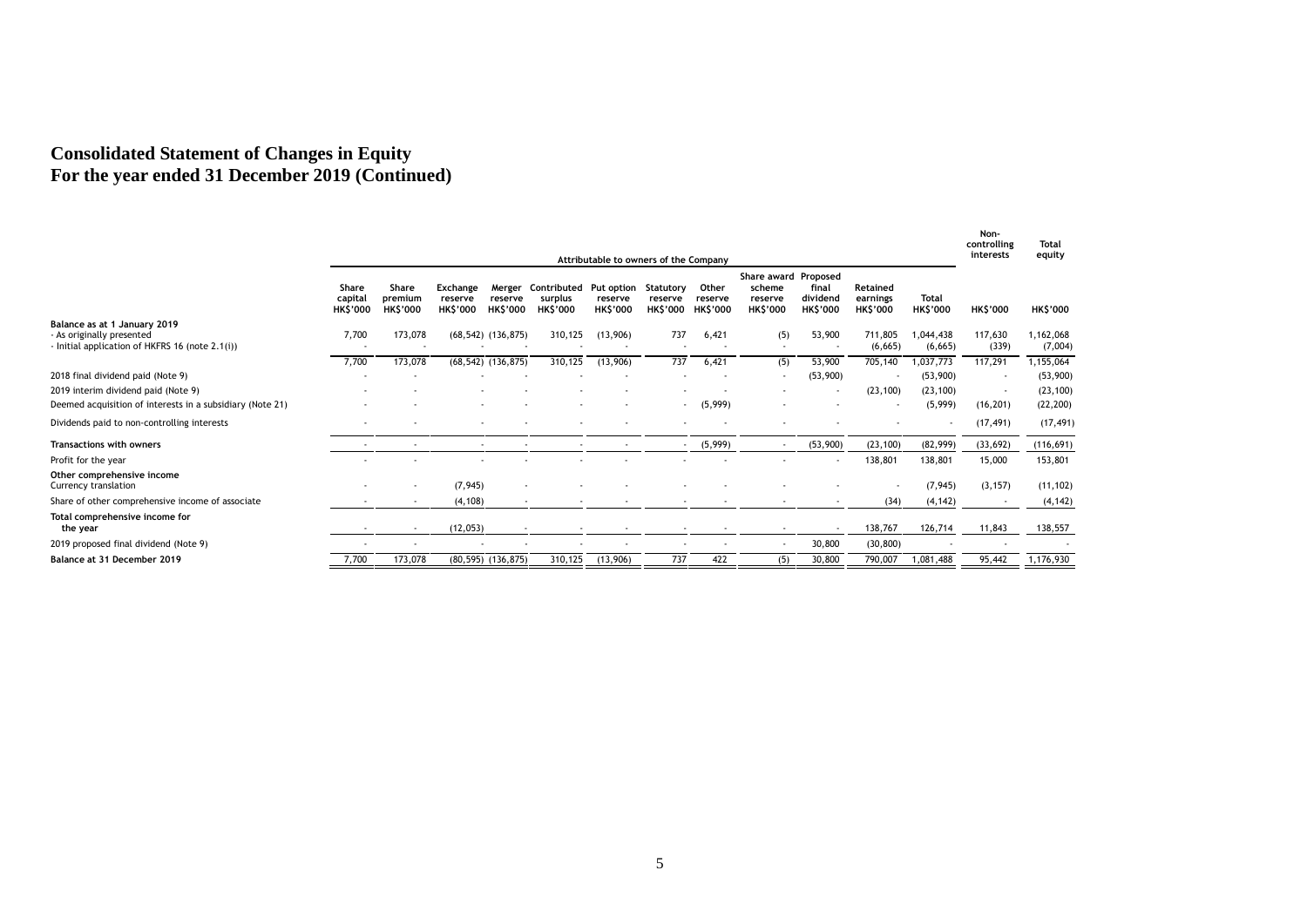# Consolidated Statement of Changes in Equity
# For the year ended 31 December 2019 (Continued)

| | Attributable to owners of the Company | | | | | | | | | | | | Non-controlling interests | Total equity |
|---|---|---|---|---|---|---|---|---|---|---|---|---|---|---|
| | Share capital HK$'000 | Share premium HK$'000 | Exchange reserve HK$'000 | Merger reserve HK$'000 | Contributed surplus HK$'000 | Put option reserve HK$'000 | Statutory reserve HK$'000 | Other reserve HK$'000 | Share award scheme reserve HK$'000 | Proposed final dividend HK$'000 | Retained earnings HK$'000 | Total HK$'000 | HK$'000 | HK$'000 |
| **Balance as at 1 January 2019** | | | | | | | | | | | | | | |
| - As originally presented | 7,700 | 173,078 | (68,542) | (136,875) | 310,125 | (13,906) | 737 | 6,421 | (5) | 53,900 | 711,805 | 1,044,438 | 117,630 | 1,162,068 |
| - Initial application of HKFRS 16 (note 2.1(i)) | - | - | | | - | - | - | - | - | - | (6,665) | (6,665) | (339) | (7,004) |
| | 7,700 | 173,078 | (68,542) | (136,875) | 310,125 | (13,906) | 737 | 6,421 | (5) | 53,900 | 705,140 | 1,037,773 | 117,291 | 1,155,064 |
| 2018 final dividend paid (Note 9) | - | - | - | - | - | - | - | - | - | (53,900) | - | (53,900) | - | (53,900) |
| 2019 interim dividend paid (Note 9) | - | - | - | - | - | - | - | - | - | - | (23,100) | (23,100) | - | (23,100) |
| Deemed acquisition of interests in a subsidiary (Note 21) | - | - | - | - | - | - | - | (5,999) | - | - | - | (5,999) | (16,201) | (22,200) |
| Dividends paid to non-controlling interests | - | - | - | - | - | - | - | - | - | - | - | - | (17,491) | (17,491) |
| **Transactions with owners** | - | - | - | - | - | - | - | (5,999) | - | (53,900) | (23,100) | (82,999) | (33,692) | (116,691) |
| Profit for the year | - | - | - | - | - | - | - | - | - | - | 138,801 | 138,801 | 15,000 | 153,801 |
| **Other comprehensive income** | | | | | | | | | | | | | | |
| Currency translation | - | - | (7,945) | - | - | - | - | - | - | - | - | (7,945) | (3,157) | (11,102) |
| Share of other comprehensive income of associate | - | - | (4,108) | - | - | - | - | - | - | - | (34) | (4,142) | - | (4,142) |
| **Total comprehensive income for the year** | - | - | (12,053) | - | - | - | - | - | - | - | 138,767 | 126,714 | 11,843 | 138,557 |
| 2019 proposed final dividend (Note 9) | - | - | - | - | - | - | - | - | - | 30,800 | (30,800) | - | - | - |
| **Balance at 31 December 2019** | 7,700 | 173,078 | (80,595) | (136,875) | 310,125 | (13,906) | 737 | 422 | (5) | 30,800 | 790,007 | 1,081,488 | 95,442 | 1,176,930 |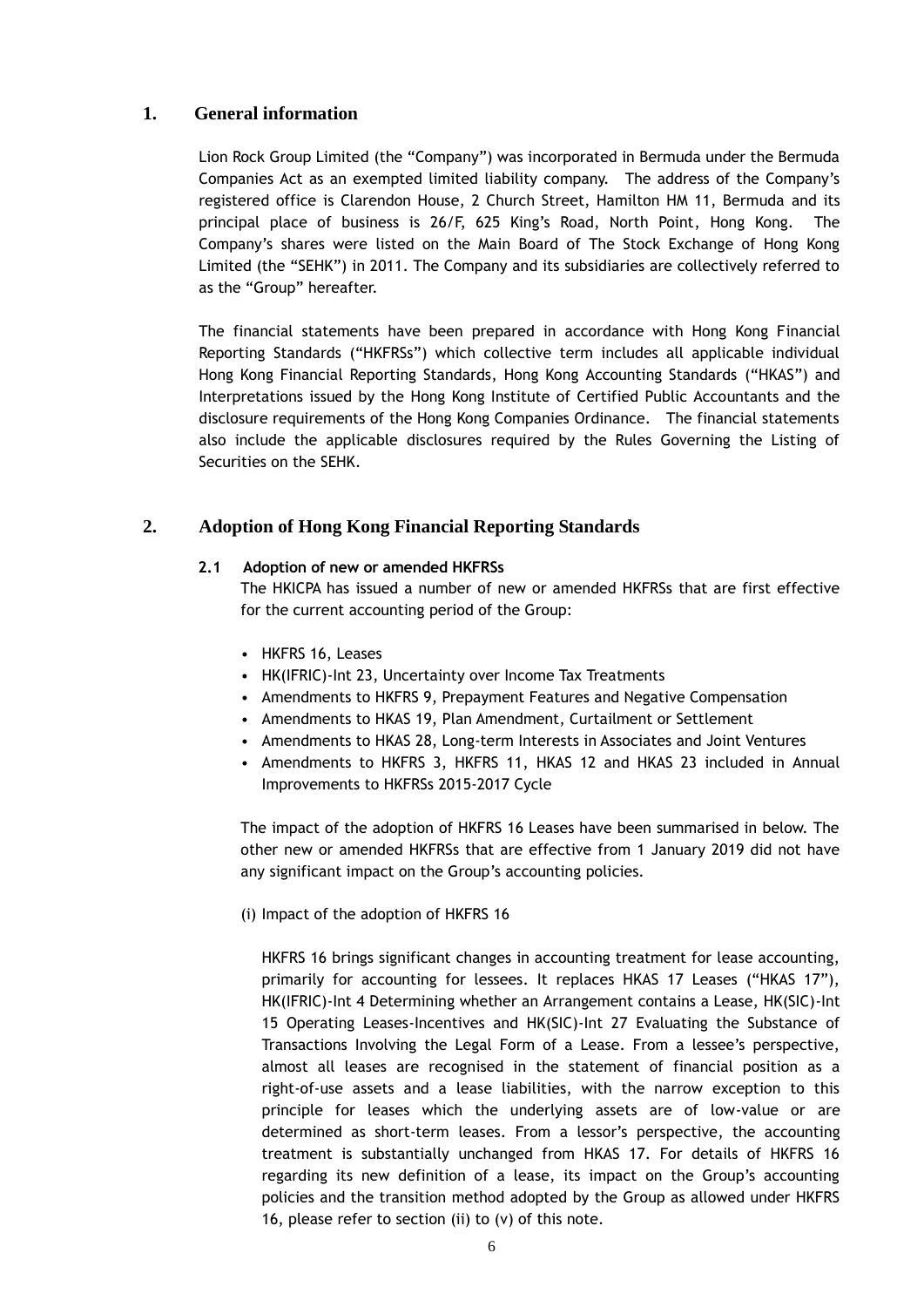## 1. General information

Lion Rock Group Limited (the "Company") was incorporated in Bermuda under the Bermuda Companies Act as an exempted limited liability company. The address of the Company's registered office is Clarendon House, 2 Church Street, Hamilton HM 11, Bermuda and its principal place of business is 26/F, 625 King's Road, North Point, Hong Kong. The Company's shares were listed on the Main Board of The Stock Exchange of Hong Kong Limited (the "SEHK") in 2011. The Company and its subsidiaries are collectively referred to as the "Group" hereafter.

The financial statements have been prepared in accordance with Hong Kong Financial Reporting Standards ("HKFRSs") which collective term includes all applicable individual Hong Kong Financial Reporting Standards, Hong Kong Accounting Standards ("HKAS") and Interpretations issued by the Hong Kong Institute of Certified Public Accountants and the disclosure requirements of the Hong Kong Companies Ordinance. The financial statements also include the applicable disclosures required by the Rules Governing the Listing of Securities on the SEHK.

## 2. Adoption of Hong Kong Financial Reporting Standards

### 2.1 Adoption of new or amended HKFRSs

The HKICPA has issued a number of new or amended HKFRSs that are first effective for the current accounting period of the Group:

- HKFRS 16, Leases
- HK(IFRIC)-Int 23, Uncertainty over Income Tax Treatments
- Amendments to HKFRS 9, Prepayment Features and Negative Compensation
- Amendments to HKAS 19, Plan Amendment, Curtailment or Settlement
- Amendments to HKAS 28, Long-term Interests in Associates and Joint Ventures
- Amendments to HKFRS 3, HKFRS 11, HKAS 12 and HKAS 23 included in Annual Improvements to HKFRSs 2015-2017 Cycle

The impact of the adoption of HKFRS 16 Leases have been summarised in below. The other new or amended HKFRSs that are effective from 1 January 2019 did not have any significant impact on the Group's accounting policies.

(i) Impact of the adoption of HKFRS 16

HKFRS 16 brings significant changes in accounting treatment for lease accounting, primarily for accounting for lessees. It replaces HKAS 17 Leases ("HKAS 17"), HK(IFRIC)-Int 4 Determining whether an Arrangement contains a Lease, HK(SIC)-Int 15 Operating Leases-Incentives and HK(SIC)-Int 27 Evaluating the Substance of Transactions Involving the Legal Form of a Lease. From a lessee's perspective, almost all leases are recognised in the statement of financial position as a right-of-use assets and a lease liabilities, with the narrow exception to this principle for leases which the underlying assets are of low-value or are determined as short-term leases. From a lessor's perspective, the accounting treatment is substantially unchanged from HKAS 17. For details of HKFRS 16 regarding its new definition of a lease, its impact on the Group's accounting policies and the transition method adopted by the Group as allowed under HKFRS 16, please refer to section (ii) to (v) of this note.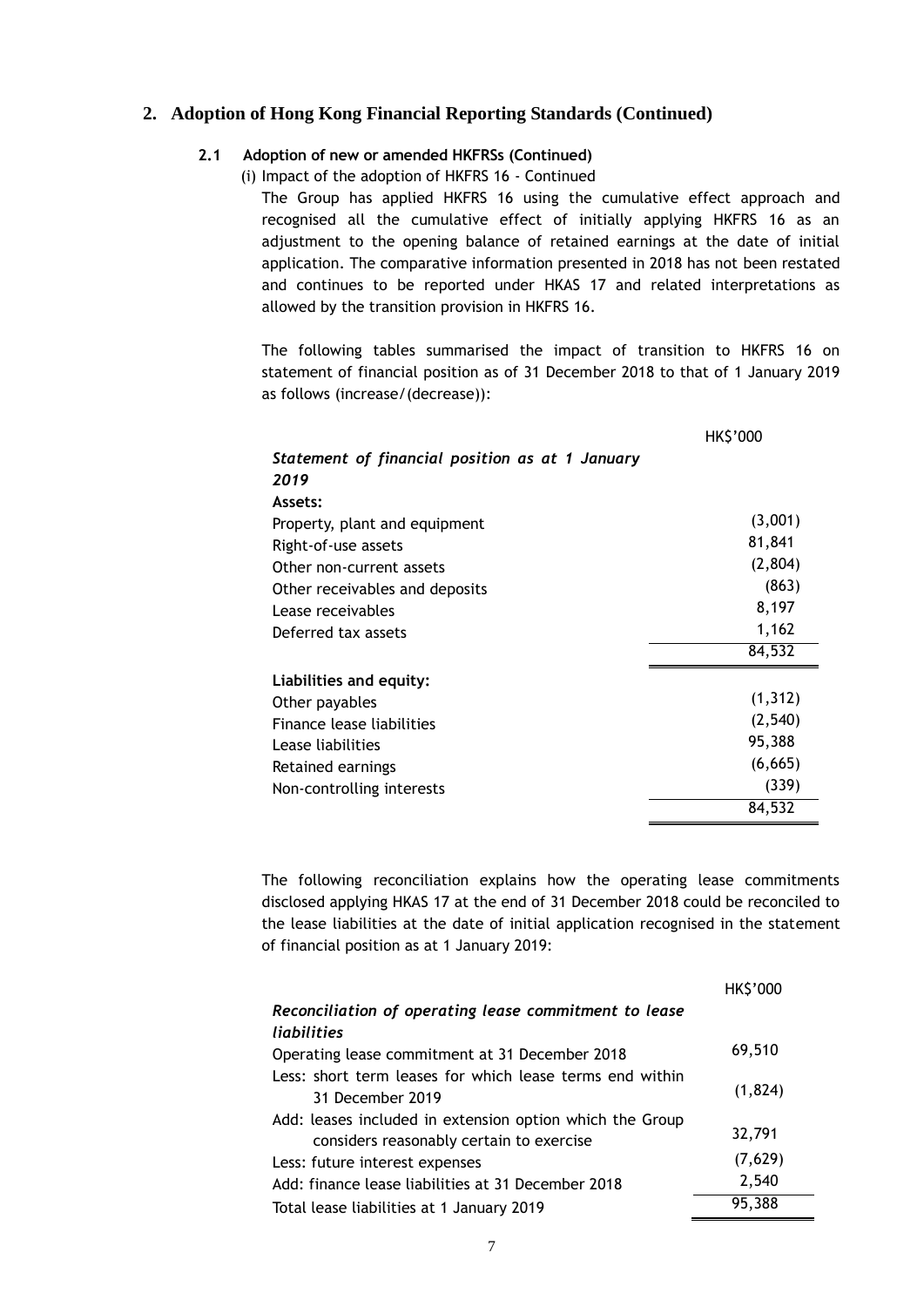## 2. Adoption of Hong Kong Financial Reporting Standards (Continued)

### 2.1 Adoption of new or amended HKFRSs (Continued)

(i) Impact of the adoption of HKFRS 16 - Continued

The Group has applied HKFRS 16 using the cumulative effect approach and recognised all the cumulative effect of initially applying HKFRS 16 as an adjustment to the opening balance of retained earnings at the date of initial application. The comparative information presented in 2018 has not been restated and continues to be reported under HKAS 17 and related interpretations as allowed by the transition provision in HKFRS 16.

The following tables summarised the impact of transition to HKFRS 16 on statement of financial position as of 31 December 2018 to that of 1 January 2019 as follows (increase/(decrease)):

| | HK$'000 |
|---|---|
| ***Statement of financial position as at 1 January 2019*** | |
| **Assets:** | |
| Property, plant and equipment | (3,001) |
| Right-of-use assets | 81,841 |
| Other non-current assets | (2,804) |
| Other receivables and deposits | (863) |
| Lease receivables | 8,197 |
| Deferred tax assets | 1,162 |
| | 84,532 |
| **Liabilities and equity:** | |
| Other payables | (1,312) |
| Finance lease liabilities | (2,540) |
| Lease liabilities | 95,388 |
| Retained earnings | (6,665) |
| Non-controlling interests | (339) |
| | 84,532 |

The following reconciliation explains how the operating lease commitments disclosed applying HKAS 17 at the end of 31 December 2018 could be reconciled to the lease liabilities at the date of initial application recognised in the statement of financial position as at 1 January 2019:

| | HK$'000 |
|---|---|
| ***Reconciliation of operating lease commitment to lease liabilities*** | |
| Operating lease commitment at 31 December 2018 | 69,510 |
| Less: short term leases for which lease terms end within 31 December 2019 | (1,824) |
| Add: leases included in extension option which the Group considers reasonably certain to exercise | 32,791 |
| Less: future interest expenses | (7,629) |
| Add: finance lease liabilities at 31 December 2018 | 2,540 |
| Total lease liabilities at 1 January 2019 | 95,388 |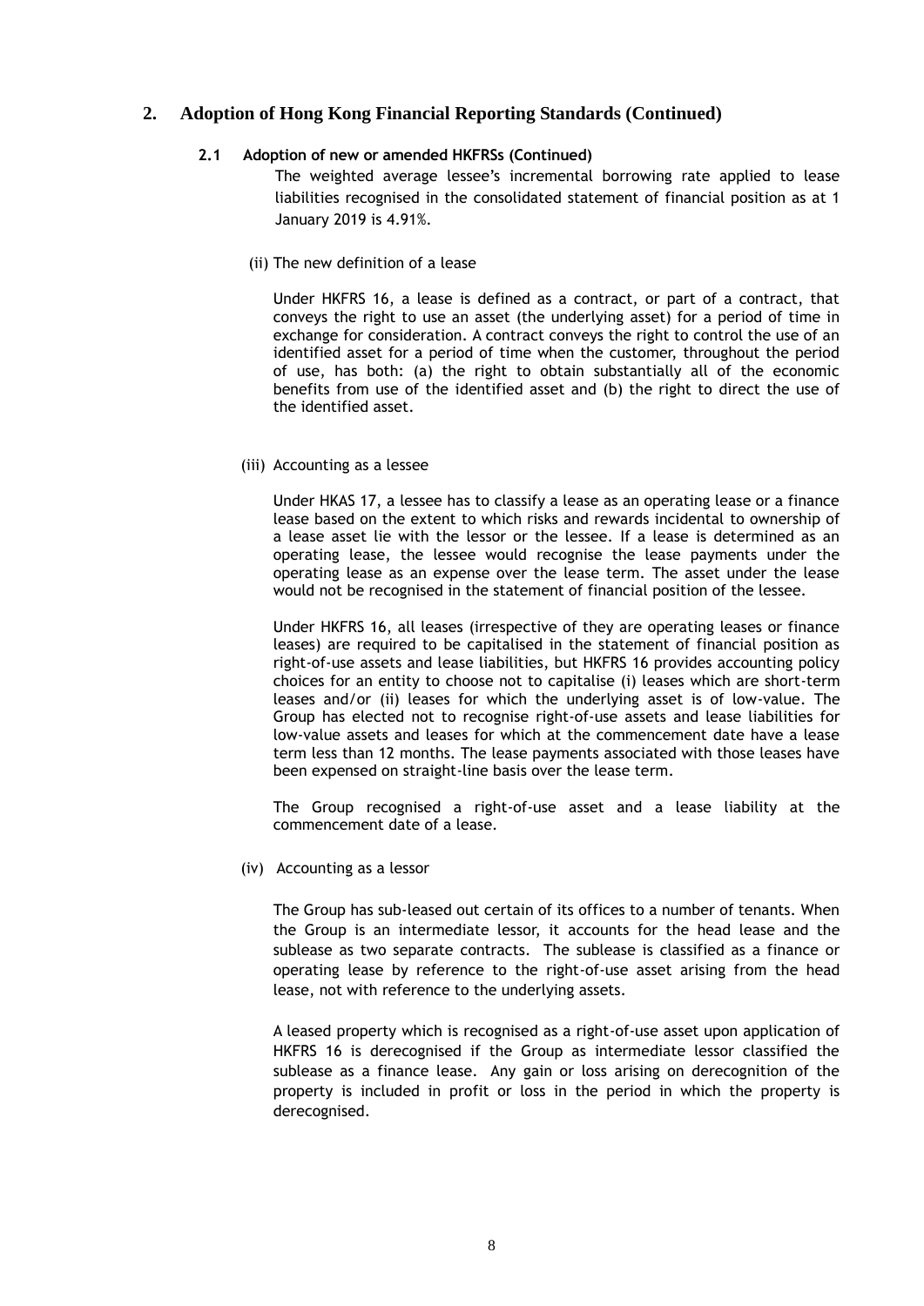## 2. Adoption of Hong Kong Financial Reporting Standards (Continued)

### 2.1 Adoption of new or amended HKFRSs (Continued)

The weighted average lessee's incremental borrowing rate applied to lease liabilities recognised in the consolidated statement of financial position as at 1 January 2019 is 4.91%.

(ii) The new definition of a lease

Under HKFRS 16, a lease is defined as a contract, or part of a contract, that conveys the right to use an asset (the underlying asset) for a period of time in exchange for consideration. A contract conveys the right to control the use of an identified asset for a period of time when the customer, throughout the period of use, has both: (a) the right to obtain substantially all of the economic benefits from use of the identified asset and (b) the right to direct the use of the identified asset.

(iii) Accounting as a lessee

Under HKAS 17, a lessee has to classify a lease as an operating lease or a finance lease based on the extent to which risks and rewards incidental to ownership of a lease asset lie with the lessor or the lessee. If a lease is determined as an operating lease, the lessee would recognise the lease payments under the operating lease as an expense over the lease term. The asset under the lease would not be recognised in the statement of financial position of the lessee.

Under HKFRS 16, all leases (irrespective of they are operating leases or finance leases) are required to be capitalised in the statement of financial position as right-of-use assets and lease liabilities, but HKFRS 16 provides accounting policy choices for an entity to choose not to capitalise (i) leases which are short-term leases and/or (ii) leases for which the underlying asset is of low-value. The Group has elected not to recognise right-of-use assets and lease liabilities for low-value assets and leases for which at the commencement date have a lease term less than 12 months. The lease payments associated with those leases have been expensed on straight-line basis over the lease term.

The Group recognised a right-of-use asset and a lease liability at the commencement date of a lease.

(iv) Accounting as a lessor

The Group has sub-leased out certain of its offices to a number of tenants. When the Group is an intermediate lessor, it accounts for the head lease and the sublease as two separate contracts. The sublease is classified as a finance or operating lease by reference to the right-of-use asset arising from the head lease, not with reference to the underlying assets.

A leased property which is recognised as a right-of-use asset upon application of HKFRS 16 is derecognised if the Group as intermediate lessor classified the sublease as a finance lease. Any gain or loss arising on derecognition of the property is included in profit or loss in the period in which the property is derecognised.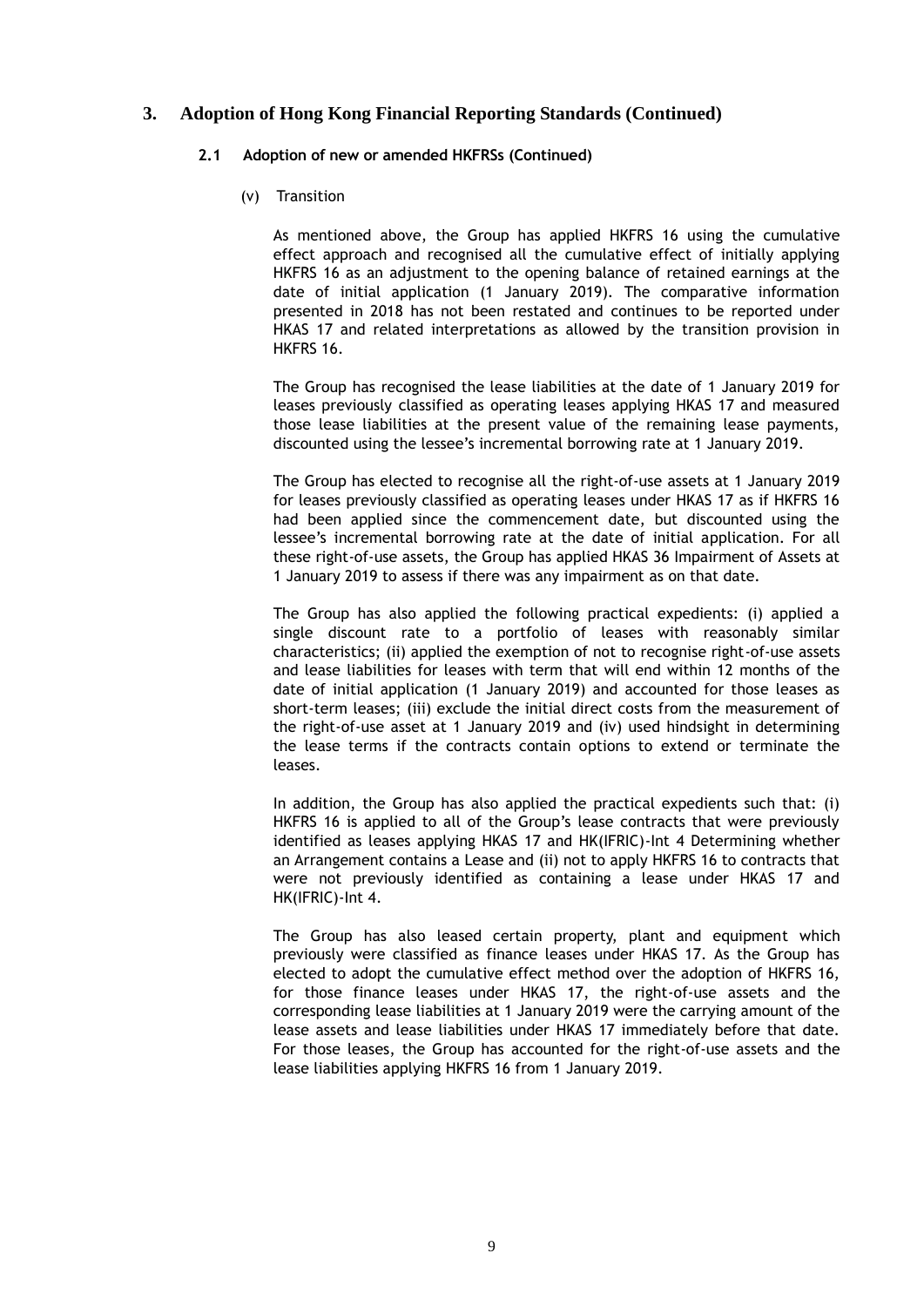# 3. Adoption of Hong Kong Financial Reporting Standards (Continued)

## 2.1 Adoption of new or amended HKFRSs (Continued)

### (v) Transition

As mentioned above, the Group has applied HKFRS 16 using the cumulative effect approach and recognised all the cumulative effect of initially applying HKFRS 16 as an adjustment to the opening balance of retained earnings at the date of initial application (1 January 2019). The comparative information presented in 2018 has not been restated and continues to be reported under HKAS 17 and related interpretations as allowed by the transition provision in HKFRS 16.

The Group has recognised the lease liabilities at the date of 1 January 2019 for leases previously classified as operating leases applying HKAS 17 and measured those lease liabilities at the present value of the remaining lease payments, discounted using the lessee's incremental borrowing rate at 1 January 2019.

The Group has elected to recognise all the right-of-use assets at 1 January 2019 for leases previously classified as operating leases under HKAS 17 as if HKFRS 16 had been applied since the commencement date, but discounted using the lessee's incremental borrowing rate at the date of initial application. For all these right-of-use assets, the Group has applied HKAS 36 Impairment of Assets at 1 January 2019 to assess if there was any impairment as on that date.

The Group has also applied the following practical expedients: (i) applied a single discount rate to a portfolio of leases with reasonably similar characteristics; (ii) applied the exemption of not to recognise right-of-use assets and lease liabilities for leases with term that will end within 12 months of the date of initial application (1 January 2019) and accounted for those leases as short-term leases; (iii) exclude the initial direct costs from the measurement of the right-of-use asset at 1 January 2019 and (iv) used hindsight in determining the lease terms if the contracts contain options to extend or terminate the leases.

In addition, the Group has also applied the practical expedients such that: (i) HKFRS 16 is applied to all of the Group's lease contracts that were previously identified as leases applying HKAS 17 and HK(IFRIC)-Int 4 Determining whether an Arrangement contains a Lease and (ii) not to apply HKFRS 16 to contracts that were not previously identified as containing a lease under HKAS 17 and HK(IFRIC)-Int 4.

The Group has also leased certain property, plant and equipment which previously were classified as finance leases under HKAS 17. As the Group has elected to adopt the cumulative effect method over the adoption of HKFRS 16, for those finance leases under HKAS 17, the right-of-use assets and the corresponding lease liabilities at 1 January 2019 were the carrying amount of the lease assets and lease liabilities under HKAS 17 immediately before that date. For those leases, the Group has accounted for the right-of-use assets and the lease liabilities applying HKFRS 16 from 1 January 2019.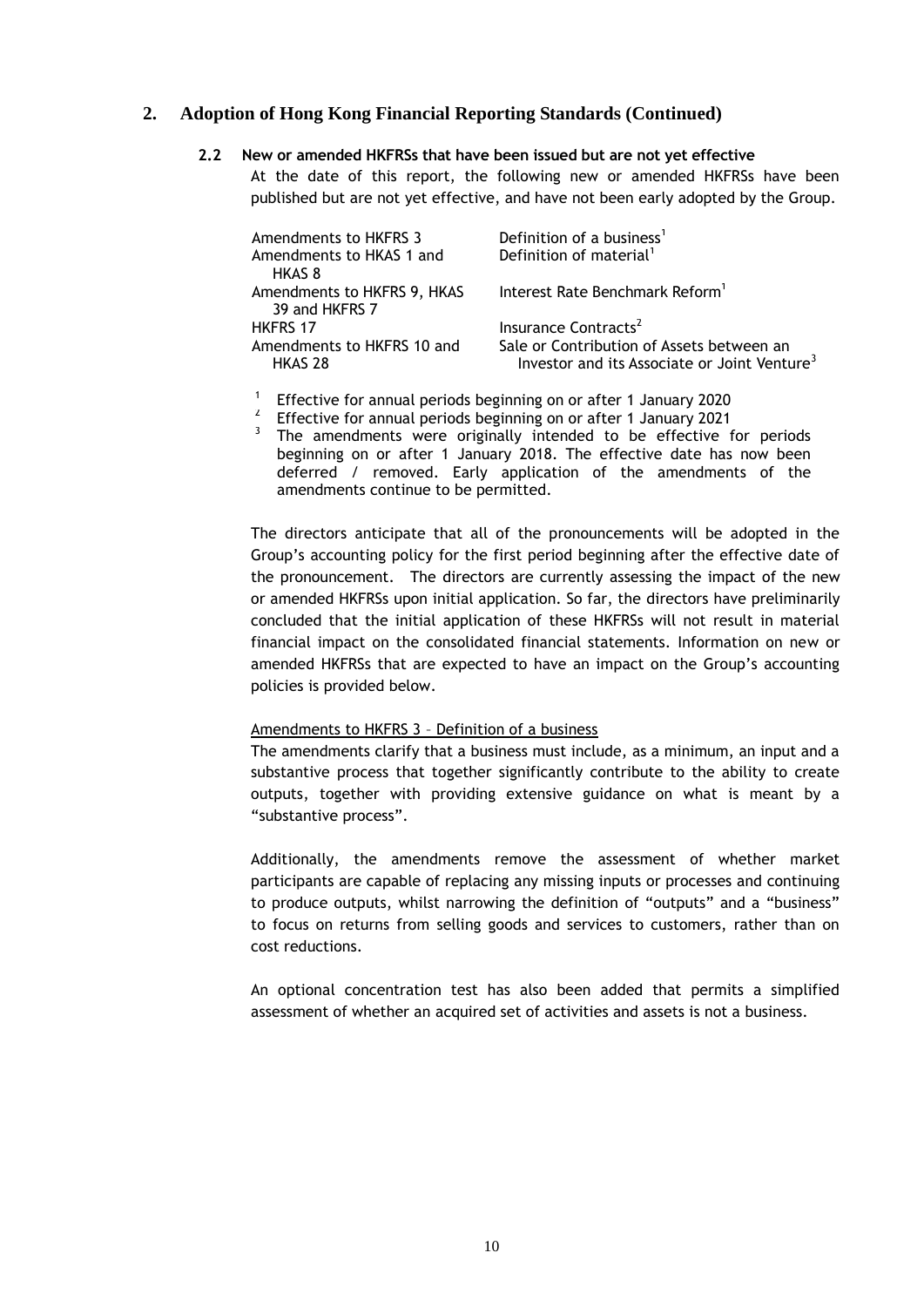## 2. Adoption of Hong Kong Financial Reporting Standards (Continued)

### 2.2 New or amended HKFRSs that have been issued but are not yet effective

At the date of this report, the following new or amended HKFRSs have been published but are not yet effective, and have not been early adopted by the Group.

| | |
|---|---|
| Amendments to HKFRS 3 | Definition of a business[1] |
| Amendments to HKAS 1 and HKAS 8 | Definition of material[1] |
| Amendments to HKFRS 9, HKAS 39 and HKFRS 7 | Interest Rate Benchmark Reform[1] |
| HKFRS 17 | Insurance Contracts[2] |
| Amendments to HKFRS 10 and HKAS 28 | Sale or Contribution of Assets between an Investor and its Associate or Joint Venture[3] |

[1] Effective for annual periods beginning on or after 1 January 2020

[2] Effective for annual periods beginning on or after 1 January 2021

[3] The amendments were originally intended to be effective for periods beginning on or after 1 January 2018. The effective date has now been deferred / removed. Early application of the amendments of the amendments continue to be permitted.

The directors anticipate that all of the pronouncements will be adopted in the Group's accounting policy for the first period beginning after the effective date of the pronouncement. The directors are currently assessing the impact of the new or amended HKFRSs upon initial application. So far, the directors have preliminarily concluded that the initial application of these HKFRSs will not result in material financial impact on the consolidated financial statements. Information on new or amended HKFRSs that are expected to have an impact on the Group's accounting policies is provided below.

<u>Amendments to HKFRS 3 – Definition of a business</u>

The amendments clarify that a business must include, as a minimum, an input and a substantive process that together significantly contribute to the ability to create outputs, together with providing extensive guidance on what is meant by a "substantive process".

Additionally, the amendments remove the assessment of whether market participants are capable of replacing any missing inputs or processes and continuing to produce outputs, whilst narrowing the definition of "outputs" and a "business" to focus on returns from selling goods and services to customers, rather than on cost reductions.

An optional concentration test has also been added that permits a simplified assessment of whether an acquired set of activities and assets is not a business.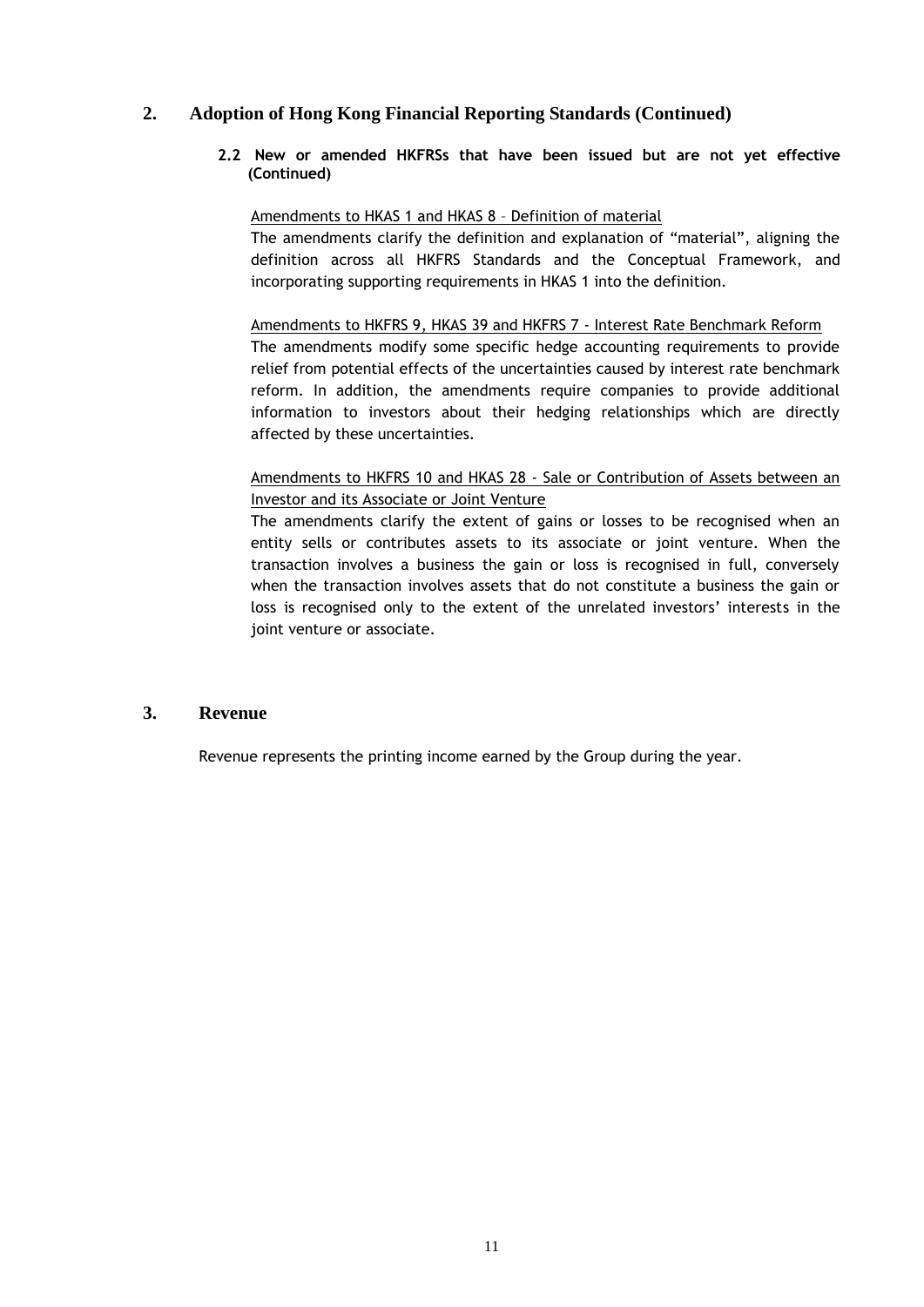## 2. Adoption of Hong Kong Financial Reporting Standards (Continued)

### 2.2 New or amended HKFRSs that have been issued but are not yet effective (Continued)

Amendments to HKAS 1 and HKAS 8 – Definition of material

The amendments clarify the definition and explanation of "material", aligning the definition across all HKFRS Standards and the Conceptual Framework, and incorporating supporting requirements in HKAS 1 into the definition.

Amendments to HKFRS 9, HKAS 39 and HKFRS 7 - Interest Rate Benchmark Reform

The amendments modify some specific hedge accounting requirements to provide relief from potential effects of the uncertainties caused by interest rate benchmark reform. In addition, the amendments require companies to provide additional information to investors about their hedging relationships which are directly affected by these uncertainties.

Amendments to HKFRS 10 and HKAS 28 - Sale or Contribution of Assets between an Investor and its Associate or Joint Venture

The amendments clarify the extent of gains or losses to be recognised when an entity sells or contributes assets to its associate or joint venture. When the transaction involves a business the gain or loss is recognised in full, conversely when the transaction involves assets that do not constitute a business the gain or loss is recognised only to the extent of the unrelated investors' interests in the joint venture or associate.

## 3. Revenue

Revenue represents the printing income earned by the Group during the year.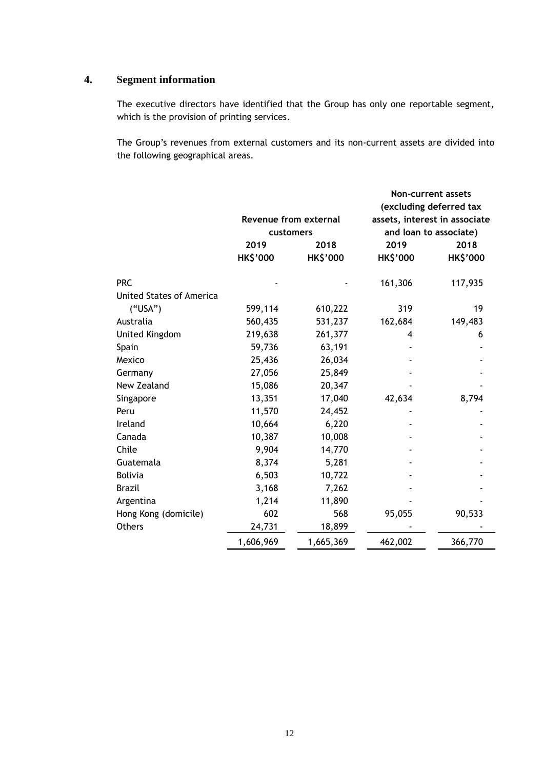## 4. Segment information

The executive directors have identified that the Group has only one reportable segment, which is the provision of printing services.

The Group's revenues from external customers and its non-current assets are divided into the following geographical areas.

| | Revenue from external customers | | Non-current assets (excluding deferred tax assets, interest in associate and loan to associate) | |
|---|---|---|---|---|
| | 2019 | 2018 | 2019 | 2018 |
| | HK$'000 | HK$'000 | HK$'000 | HK$'000 |
| PRC | - | - | 161,306 | 117,935 |
| United States of America ("USA") | 599,114 | 610,222 | 319 | 19 |
| Australia | 560,435 | 531,237 | 162,684 | 149,483 |
| United Kingdom | 219,638 | 261,377 | 4 | 6 |
| Spain | 59,736 | 63,191 | - | - |
| Mexico | 25,436 | 26,034 | - | - |
| Germany | 27,056 | 25,849 | - | - |
| New Zealand | 15,086 | 20,347 | - | - |
| Singapore | 13,351 | 17,040 | 42,634 | 8,794 |
| Peru | 11,570 | 24,452 | - | - |
| Ireland | 10,664 | 6,220 | - | - |
| Canada | 10,387 | 10,008 | - | - |
| Chile | 9,904 | 14,770 | - | - |
| Guatemala | 8,374 | 5,281 | - | - |
| Bolivia | 6,503 | 10,722 | - | - |
| Brazil | 3,168 | 7,262 | - | - |
| Argentina | 1,214 | 11,890 | - | - |
| Hong Kong (domicile) | 602 | 568 | 95,055 | 90,533 |
| Others | 24,731 | 18,899 | - | - |
| | 1,606,969 | 1,665,369 | 462,002 | 366,770 |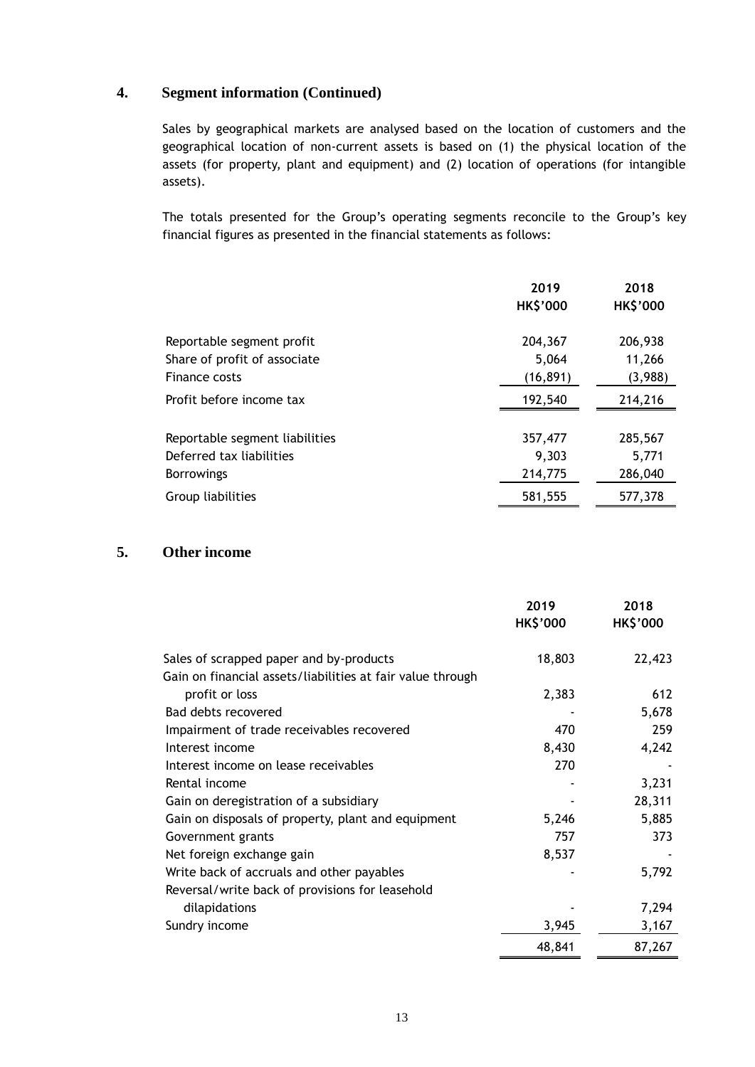## 4. Segment information (Continued)

Sales by geographical markets are analysed based on the location of customers and the geographical location of non-current assets is based on (1) the physical location of the assets (for property, plant and equipment) and (2) location of operations (for intangible assets).

The totals presented for the Group's operating segments reconcile to the Group's key financial figures as presented in the financial statements as follows:

| | 2019 HK$'000 | 2018 HK$'000 |
|---|---|---|
| Reportable segment profit | 204,367 | 206,938 |
| Share of profit of associate | 5,064 | 11,266 |
| Finance costs | (16,891) | (3,988) |
| Profit before income tax | 192,540 | 214,216 |
| | | |
| Reportable segment liabilities | 357,477 | 285,567 |
| Deferred tax liabilities | 9,303 | 5,771 |
| Borrowings | 214,775 | 286,040 |
| Group liabilities | 581,555 | 577,378 |

## 5. Other income

| | 2019 HK$'000 | 2018 HK$'000 |
|---|---|---|
| Sales of scrapped paper and by-products | 18,803 | 22,423 |
| Gain on financial assets/liabilities at fair value through profit or loss | 2,383 | 612 |
| Bad debts recovered | - | 5,678 |
| Impairment of trade receivables recovered | 470 | 259 |
| Interest income | 8,430 | 4,242 |
| Interest income on lease receivables | 270 | - |
| Rental income | - | 3,231 |
| Gain on deregistration of a subsidiary | - | 28,311 |
| Gain on disposals of property, plant and equipment | 5,246 | 5,885 |
| Government grants | 757 | 373 |
| Net foreign exchange gain | 8,537 | - |
| Write back of accruals and other payables | - | 5,792 |
| Reversal/write back of provisions for leasehold dilapidations | - | 7,294 |
| Sundry income | 3,945 | 3,167 |
| | 48,841 | 87,267 |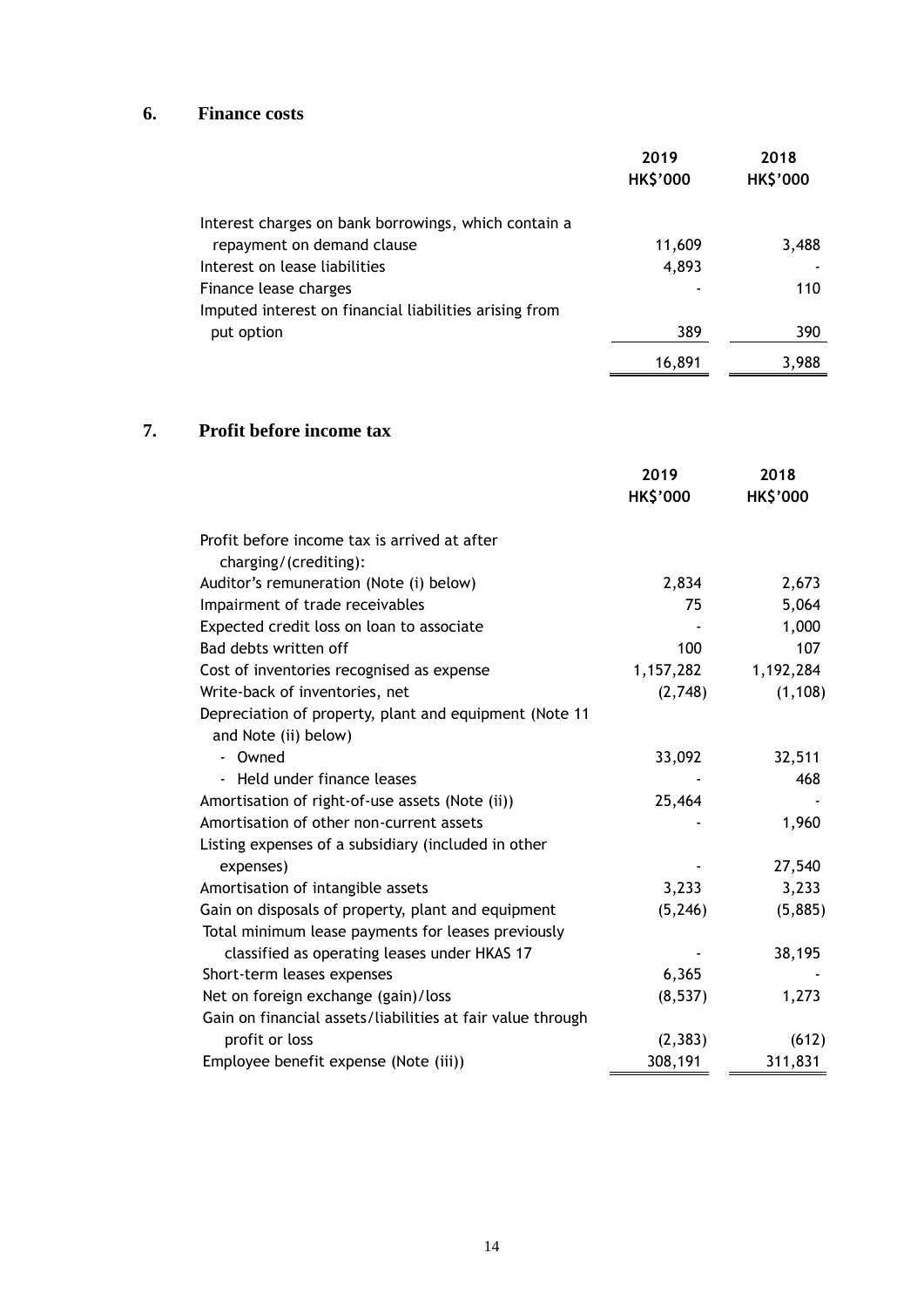## 6. Finance costs

| | 2019 HK$'000 | 2018 HK$'000 |
|---|---|---|
| Interest charges on bank borrowings, which contain a repayment on demand clause | 11,609 | 3,488 |
| Interest on lease liabilities | 4,893 | - |
| Finance lease charges | - | 110 |
| Imputed interest on financial liabilities arising from put option | 389 | 390 |
| | 16,891 | 3,988 |

## 7. Profit before income tax

| | 2019 HK$'000 | 2018 HK$'000 |
|---|---|---|
| Profit before income tax is arrived at after charging/(crediting): | | |
| Auditor's remuneration (Note (i) below) | 2,834 | 2,673 |
| Impairment of trade receivables | 75 | 5,064 |
| Expected credit loss on loan to associate | - | 1,000 |
| Bad debts written off | 100 | 107 |
| Cost of inventories recognised as expense | 1,157,282 | 1,192,284 |
| Write-back of inventories, net | (2,748) | (1,108) |
| Depreciation of property, plant and equipment (Note 11 and Note (ii) below) | | |
| - Owned | 33,092 | 32,511 |
| - Held under finance leases | - | 468 |
| Amortisation of right-of-use assets (Note (ii)) | 25,464 | - |
| Amortisation of other non-current assets | - | 1,960 |
| Listing expenses of a subsidiary (included in other expenses) | - | 27,540 |
| Amortisation of intangible assets | 3,233 | 3,233 |
| Gain on disposals of property, plant and equipment | (5,246) | (5,885) |
| Total minimum lease payments for leases previously classified as operating leases under HKAS 17 | - | 38,195 |
| Short-term leases expenses | 6,365 | - |
| Net on foreign exchange (gain)/loss | (8,537) | 1,273 |
| Gain on financial assets/liabilities at fair value through profit or loss | (2,383) | (612) |
| Employee benefit expense (Note (iii)) | 308,191 | 311,831 |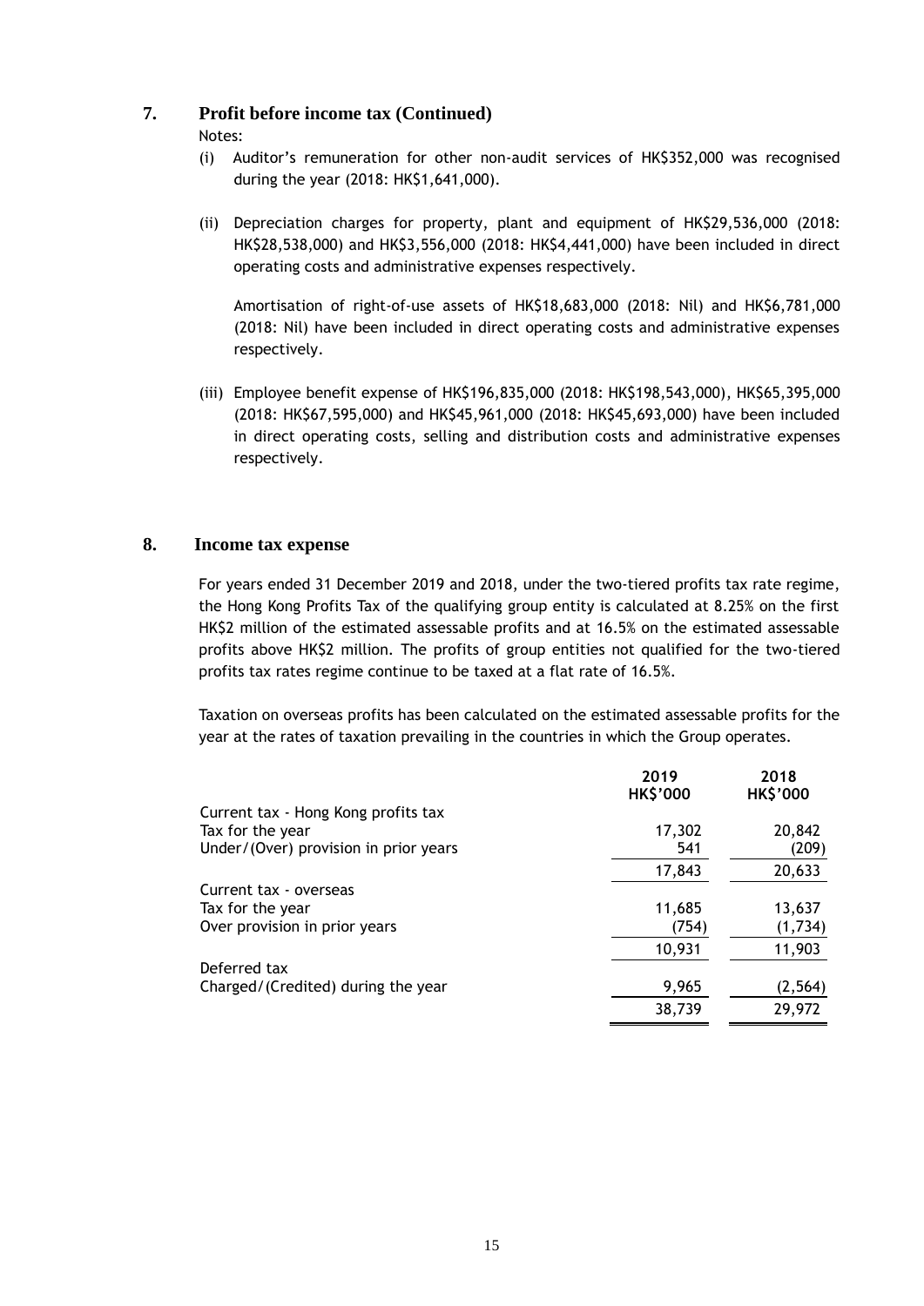## 7. Profit before income tax (Continued)

Notes:

(i) Auditor's remuneration for other non-audit services of HK$352,000 was recognised during the year (2018: HK$1,641,000).

(ii) Depreciation charges for property, plant and equipment of HK$29,536,000 (2018: HK$28,538,000) and HK$3,556,000 (2018: HK$4,441,000) have been included in direct operating costs and administrative expenses respectively.

Amortisation of right-of-use assets of HK$18,683,000 (2018: Nil) and HK$6,781,000 (2018: Nil) have been included in direct operating costs and administrative expenses respectively.

(iii) Employee benefit expense of HK$196,835,000 (2018: HK$198,543,000), HK$65,395,000 (2018: HK$67,595,000) and HK$45,961,000 (2018: HK$45,693,000) have been included in direct operating costs, selling and distribution costs and administrative expenses respectively.

## 8. Income tax expense

For years ended 31 December 2019 and 2018, under the two-tiered profits tax rate regime, the Hong Kong Profits Tax of the qualifying group entity is calculated at 8.25% on the first HK$2 million of the estimated assessable profits and at 16.5% on the estimated assessable profits above HK$2 million. The profits of group entities not qualified for the two-tiered profits tax rates regime continue to be taxed at a flat rate of 16.5%.

Taxation on overseas profits has been calculated on the estimated assessable profits for the year at the rates of taxation prevailing in the countries in which the Group operates.

| | 2019 HK$'000 | 2018 HK$'000 |
|---|---|---|
| Current tax - Hong Kong profits tax | | |
| Tax for the year | 17,302 | 20,842 |
| Under/(Over) provision in prior years | 541 | (209) |
| | 17,843 | 20,633 |
| Current tax - overseas | | |
| Tax for the year | 11,685 | 13,637 |
| Over provision in prior years | (754) | (1,734) |
| | 10,931 | 11,903 |
| Deferred tax | | |
| Charged/(Credited) during the year | 9,965 | (2,564) |
| | 38,739 | 29,972 |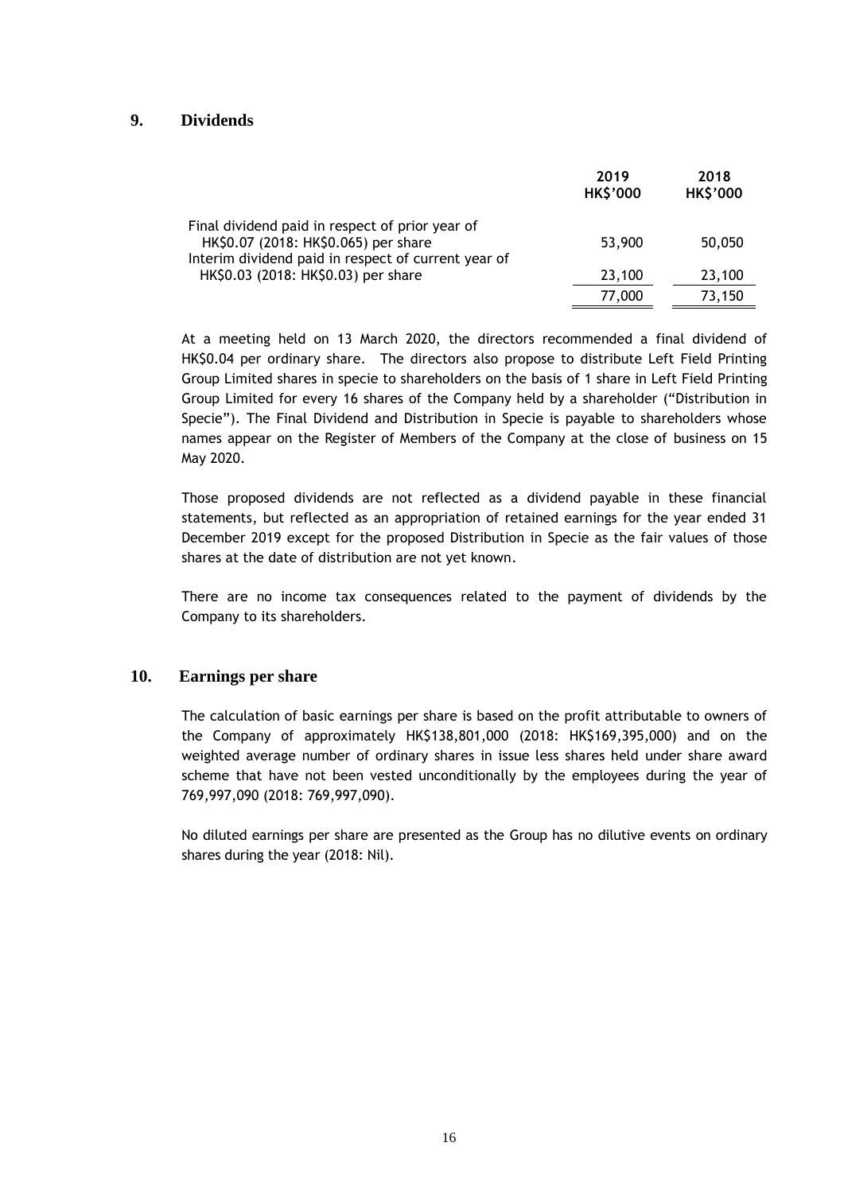## 9. Dividends

| | 2019 HK$'000 | 2018 HK$'000 |
|---|---|---|
| Final dividend paid in respect of prior year of HK$0.07 (2018: HK$0.065) per share | 53,900 | 50,050 |
| Interim dividend paid in respect of current year of HK$0.03 (2018: HK$0.03) per share | 23,100 | 23,100 |
| | 77,000 | 73,150 |

At a meeting held on 13 March 2020, the directors recommended a final dividend of HK$0.04 per ordinary share. The directors also propose to distribute Left Field Printing Group Limited shares in specie to shareholders on the basis of 1 share in Left Field Printing Group Limited for every 16 shares of the Company held by a shareholder ("Distribution in Specie"). The Final Dividend and Distribution in Specie is payable to shareholders whose names appear on the Register of Members of the Company at the close of business on 15 May 2020.

Those proposed dividends are not reflected as a dividend payable in these financial statements, but reflected as an appropriation of retained earnings for the year ended 31 December 2019 except for the proposed Distribution in Specie as the fair values of those shares at the date of distribution are not yet known.

There are no income tax consequences related to the payment of dividends by the Company to its shareholders.

## 10. Earnings per share

The calculation of basic earnings per share is based on the profit attributable to owners of the Company of approximately HK$138,801,000 (2018: HK$169,395,000) and on the weighted average number of ordinary shares in issue less shares held under share award scheme that have not been vested unconditionally by the employees during the year of 769,997,090 (2018: 769,997,090).

No diluted earnings per share are presented as the Group has no dilutive events on ordinary shares during the year (2018: Nil).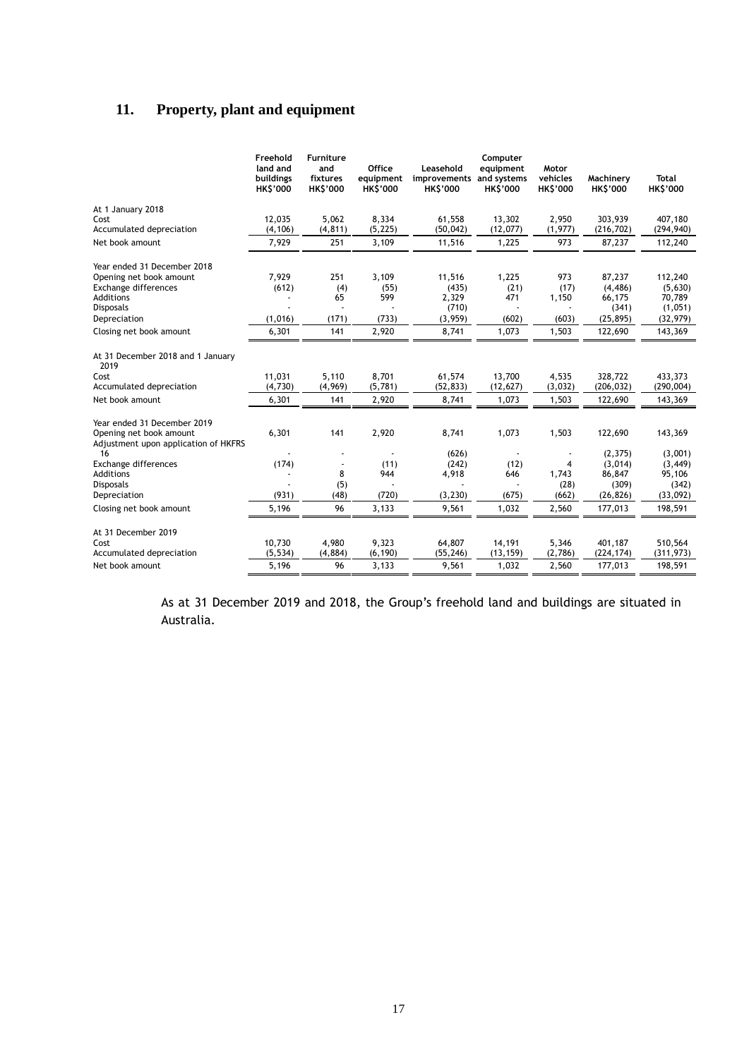## 11. Property, plant and equipment

| | Freehold land and buildings HK$'000 | Furniture and fixtures HK$'000 | Office equipment HK$'000 | Leasehold improvements HK$'000 | Computer equipment and systems HK$'000 | Motor vehicles HK$'000 | Machinery HK$'000 | Total HK$'000 |
|---|---|---|---|---|---|---|---|---|
| At 1 January 2018 | | | | | | | | |
| Cost | 12,035 | 5,062 | 8,334 | 61,558 | 13,302 | 2,950 | 303,939 | 407,180 |
| Accumulated depreciation | (4,106) | (4,811) | (5,225) | (50,042) | (12,077) | (1,977) | (216,702) | (294,940) |
| Net book amount | 7,929 | 251 | 3,109 | 11,516 | 1,225 | 973 | 87,237 | 112,240 |
| Year ended 31 December 2018 | | | | | | | | |
| Opening net book amount | 7,929 | 251 | 3,109 | 11,516 | 1,225 | 973 | 87,237 | 112,240 |
| Exchange differences | (612) | (4) | (55) | (435) | (21) | (17) | (4,486) | (5,630) |
| Additions | - | 65 | 599 | 2,329 | 471 | 1,150 | 66,175 | 70,789 |
| Disposals | - | - | - | (710) | - | - | (341) | (1,051) |
| Depreciation | (1,016) | (171) | (733) | (3,959) | (602) | (603) | (25,895) | (32,979) |
| Closing net book amount | 6,301 | 141 | 2,920 | 8,741 | 1,073 | 1,503 | 122,690 | 143,369 |
| At 31 December 2018 and 1 January 2019 | | | | | | | | |
| Cost | 11,031 | 5,110 | 8,701 | 61,574 | 13,700 | 4,535 | 328,722 | 433,373 |
| Accumulated depreciation | (4,730) | (4,969) | (5,781) | (52,833) | (12,627) | (3,032) | (206,032) | (290,004) |
| Net book amount | 6,301 | 141 | 2,920 | 8,741 | 1,073 | 1,503 | 122,690 | 143,369 |
| Year ended 31 December 2019 | | | | | | | | |
| Opening net book amount | 6,301 | 141 | 2,920 | 8,741 | 1,073 | 1,503 | 122,690 | 143,369 |
| Adjustment upon application of HKFRS 16 | - | - | - | (626) | - | - | (2,375) | (3,001) |
| Exchange differences | (174) | - | (11) | (242) | (12) | 4 | (3,014) | (3,449) |
| Additions | - | 8 | 944 | 4,918 | 646 | 1,743 | 86,847 | 95,106 |
| Disposals | - | (5) | - | - | - | (28) | (309) | (342) |
| Depreciation | (931) | (48) | (720) | (3,230) | (675) | (662) | (26,826) | (33,092) |
| Closing net book amount | 5,196 | 96 | 3,133 | 9,561 | 1,032 | 2,560 | 177,013 | 198,591 |
| At 31 December 2019 | | | | | | | | |
| Cost | 10,730 | 4,980 | 9,323 | 64,807 | 14,191 | 5,346 | 401,187 | 510,564 |
| Accumulated depreciation | (5,534) | (4,884) | (6,190) | (55,246) | (13,159) | (2,786) | (224,174) | (311,973) |
| Net book amount | 5,196 | 96 | 3,133 | 9,561 | 1,032 | 2,560 | 177,013 | 198,591 |

As at 31 December 2019 and 2018, the Group's freehold land and buildings are situated in Australia.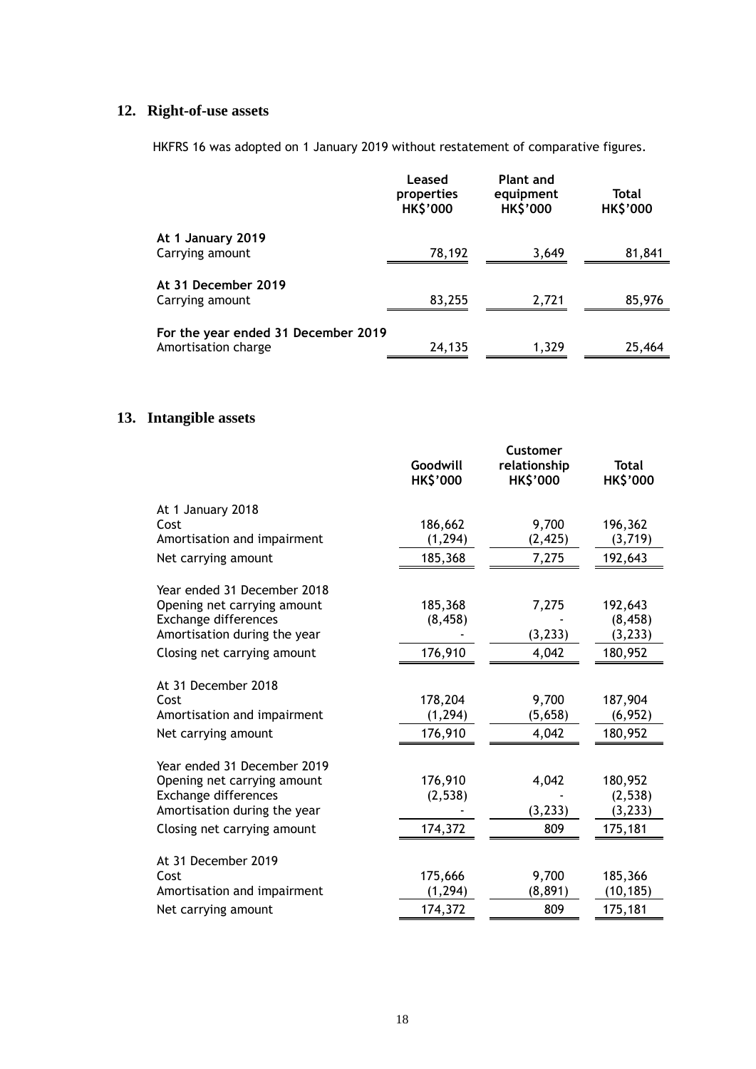## 12. Right-of-use assets

HKFRS 16 was adopted on 1 January 2019 without restatement of comparative figures.

| | Leased properties HK$'000 | Plant and equipment HK$'000 | Total HK$'000 |
|---|---|---|---|
| **At 1 January 2019** | | | |
| Carrying amount | 78,192 | 3,649 | 81,841 |
| **At 31 December 2019** | | | |
| Carrying amount | 83,255 | 2,721 | 85,976 |
| **For the year ended 31 December 2019** | | | |
| Amortisation charge | 24,135 | 1,329 | 25,464 |

## 13. Intangible assets

| | Goodwill HK$'000 | Customer relationship HK$'000 | Total HK$'000 |
|---|---|---|---|
| At 1 January 2018 | | | |
| Cost | 186,662 | 9,700 | 196,362 |
| Amortisation and impairment | (1,294) | (2,425) | (3,719) |
| Net carrying amount | 185,368 | 7,275 | 192,643 |
| Year ended 31 December 2018 | | | |
| Opening net carrying amount | 185,368 | 7,275 | 192,643 |
| Exchange differences | (8,458) | - | (8,458) |
| Amortisation during the year | - | (3,233) | (3,233) |
| Closing net carrying amount | 176,910 | 4,042 | 180,952 |
| At 31 December 2018 | | | |
| Cost | 178,204 | 9,700 | 187,904 |
| Amortisation and impairment | (1,294) | (5,658) | (6,952) |
| Net carrying amount | 176,910 | 4,042 | 180,952 |
| Year ended 31 December 2019 | | | |
| Opening net carrying amount | 176,910 | 4,042 | 180,952 |
| Exchange differences | (2,538) | - | (2,538) |
| Amortisation during the year | - | (3,233) | (3,233) |
| Closing net carrying amount | 174,372 | 809 | 175,181 |
| At 31 December 2019 | | | |
| Cost | 175,666 | 9,700 | 185,366 |
| Amortisation and impairment | (1,294) | (8,891) | (10,185) |
| Net carrying amount | 174,372 | 809 | 175,181 |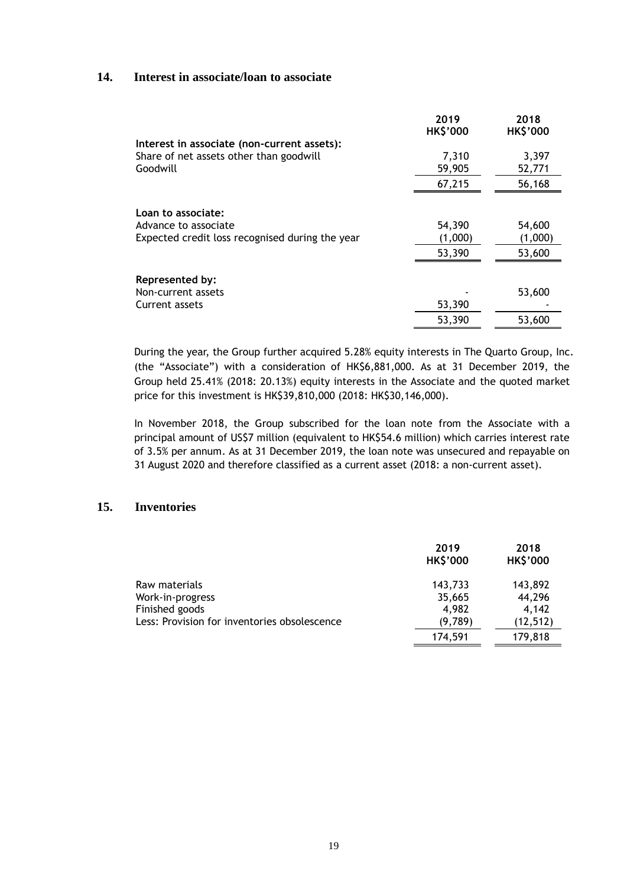## 14. Interest in associate/loan to associate

| | 2019<br>HK$'000 | 2018<br>HK$'000 |
|---|---|---|
| **Interest in associate (non-current assets):** | | |
| Share of net assets other than goodwill | 7,310 | 3,397 |
| Goodwill | 59,905 | 52,771 |
| | 67,215 | 56,168 |
| | | |
| **Loan to associate:** | | |
| Advance to associate | 54,390 | 54,600 |
| Expected credit loss recognised during the year | (1,000) | (1,000) |
| | 53,390 | 53,600 |
| | | |
| **Represented by:** | | |
| Non-current assets | - | 53,600 |
| Current assets | 53,390 | - |
| | 53,390 | 53,600 |

During the year, the Group further acquired 5.28% equity interests in The Quarto Group, Inc. (the "Associate") with a consideration of HK$6,881,000. As at 31 December 2019, the Group held 25.41% (2018: 20.13%) equity interests in the Associate and the quoted market price for this investment is HK$39,810,000 (2018: HK$30,146,000).

In November 2018, the Group subscribed for the loan note from the Associate with a principal amount of US$7 million (equivalent to HK$54.6 million) which carries interest rate of 3.5% per annum. As at 31 December 2019, the loan note was unsecured and repayable on 31 August 2020 and therefore classified as a current asset (2018: a non-current asset).

## 15. Inventories

| | 2019<br>HK$'000 | 2018<br>HK$'000 |
|---|---|---|
| Raw materials | 143,733 | 143,892 |
| Work-in-progress | 35,665 | 44,296 |
| Finished goods | 4,982 | 4,142 |
| Less: Provision for inventories obsolescence | (9,789) | (12,512) |
| | 174,591 | 179,818 |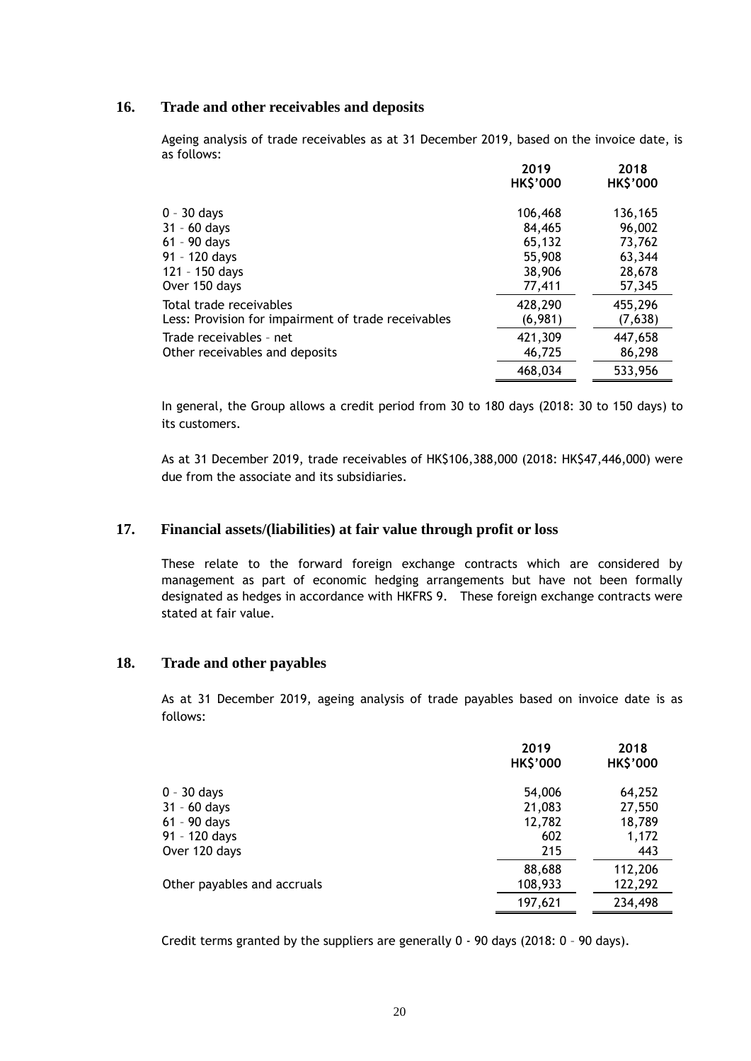## 16. Trade and other receivables and deposits

Ageing analysis of trade receivables as at 31 December 2019, based on the invoice date, is as follows:

| | 2019 HK$'000 | 2018 HK$'000 |
|---|---|---|
| 0 – 30 days | 106,468 | 136,165 |
| 31 – 60 days | 84,465 | 96,002 |
| 61 – 90 days | 65,132 | 73,762 |
| 91 – 120 days | 55,908 | 63,344 |
| 121 – 150 days | 38,906 | 28,678 |
| Over 150 days | 77,411 | 57,345 |
| Total trade receivables | 428,290 | 455,296 |
| Less: Provision for impairment of trade receivables | (6,981) | (7,638) |
| Trade receivables – net | 421,309 | 447,658 |
| Other receivables and deposits | 46,725 | 86,298 |
| | 468,034 | 533,956 |

In general, the Group allows a credit period from 30 to 180 days (2018: 30 to 150 days) to its customers.

As at 31 December 2019, trade receivables of HK$106,388,000 (2018: HK$47,446,000) were due from the associate and its subsidiaries.

## 17. Financial assets/(liabilities) at fair value through profit or loss

These relate to the forward foreign exchange contracts which are considered by management as part of economic hedging arrangements but have not been formally designated as hedges in accordance with HKFRS 9. These foreign exchange contracts were stated at fair value.

## 18. Trade and other payables

As at 31 December 2019, ageing analysis of trade payables based on invoice date is as follows:

| | 2019 HK$'000 | 2018 HK$'000 |
|---|---|---|
| 0 – 30 days | 54,006 | 64,252 |
| 31 – 60 days | 21,083 | 27,550 |
| 61 – 90 days | 12,782 | 18,789 |
| 91 – 120 days | 602 | 1,172 |
| Over 120 days | 215 | 443 |
| | 88,688 | 112,206 |
| Other payables and accruals | 108,933 | 122,292 |
| | 197,621 | 234,498 |

Credit terms granted by the suppliers are generally 0 - 90 days (2018: 0 – 90 days).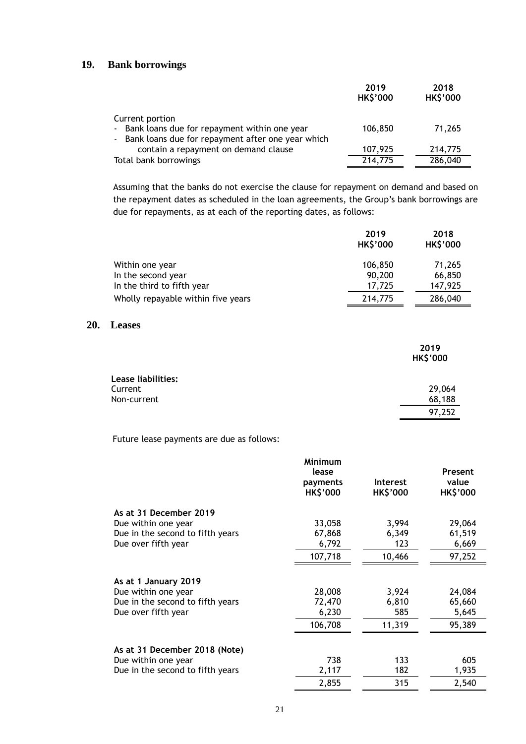## 19. Bank borrowings

| | 2019 HK$'000 | 2018 HK$'000 |
|---|---|---|
| Current portion | | |
| - Bank loans due for repayment within one year | 106,850 | 71,265 |
| - Bank loans due for repayment after one year which contain a repayment on demand clause | 107,925 | 214,775 |
| Total bank borrowings | 214,775 | 286,040 |

Assuming that the banks do not exercise the clause for repayment on demand and based on the repayment dates as scheduled in the loan agreements, the Group's bank borrowings are due for repayments, as at each of the reporting dates, as follows:

| | 2019 HK$'000 | 2018 HK$'000 |
|---|---|---|
| Within one year | 106,850 | 71,265 |
| In the second year | 90,200 | 66,850 |
| In the third to fifth year | 17,725 | 147,925 |
| Wholly repayable within five years | 214,775 | 286,040 |

## 20. Leases

| | 2019 HK$'000 |
|---|---|
| **Lease liabilities:** | |
| Current | 29,064 |
| Non-current | 68,188 |
| | 97,252 |

Future lease payments are due as follows:

| | Minimum lease payments HK$'000 | Interest HK$'000 | Present value HK$'000 |
|---|---|---|---|
| **As at 31 December 2019** | | | |
| Due within one year | 33,058 | 3,994 | 29,064 |
| Due in the second to fifth years | 67,868 | 6,349 | 61,519 |
| Due over fifth year | 6,792 | 123 | 6,669 |
| | 107,718 | 10,466 | 97,252 |
| **As at 1 January 2019** | | | |
| Due within one year | 28,008 | 3,924 | 24,084 |
| Due in the second to fifth years | 72,470 | 6,810 | 65,660 |
| Due over fifth year | 6,230 | 585 | 5,645 |
| | 106,708 | 11,319 | 95,389 |
| **As at 31 December 2018 (Note)** | | | |
| Due within one year | 738 | 133 | 605 |
| Due in the second to fifth years | 2,117 | 182 | 1,935 |
| | 2,855 | 315 | 2,540 |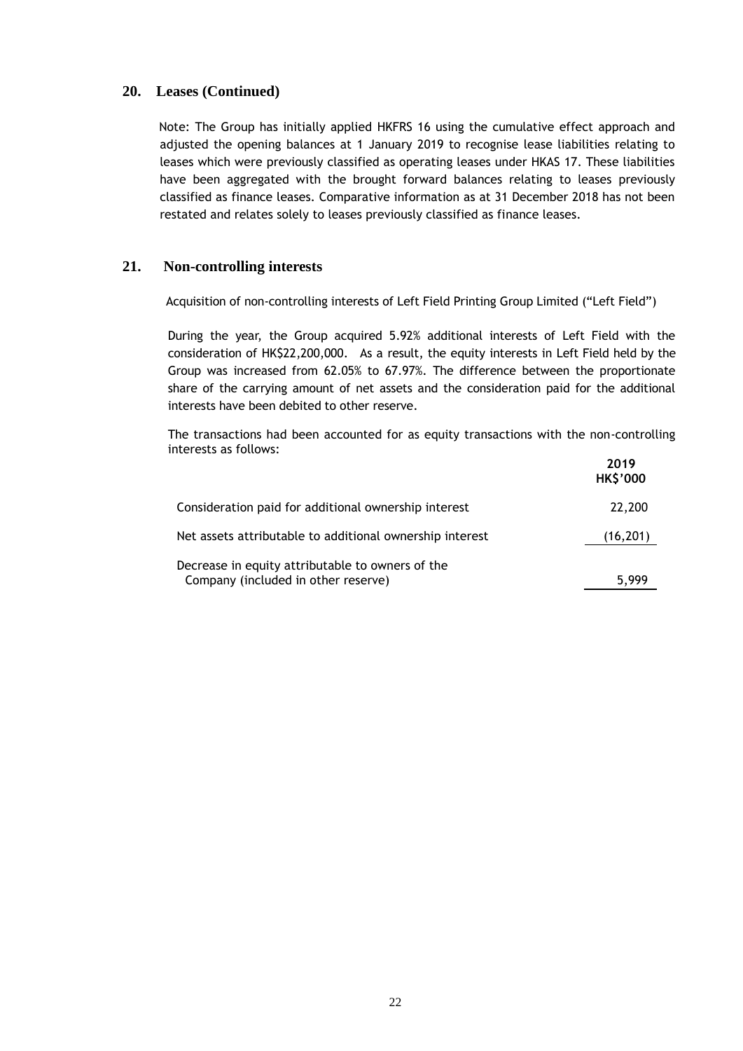## 20. Leases (Continued)

Note: The Group has initially applied HKFRS 16 using the cumulative effect approach and adjusted the opening balances at 1 January 2019 to recognise lease liabilities relating to leases which were previously classified as operating leases under HKAS 17. These liabilities have been aggregated with the brought forward balances relating to leases previously classified as finance leases. Comparative information as at 31 December 2018 has not been restated and relates solely to leases previously classified as finance leases.

## 21. Non-controlling interests

Acquisition of non-controlling interests of Left Field Printing Group Limited ("Left Field")

During the year, the Group acquired 5.92% additional interests of Left Field with the consideration of HK$22,200,000. As a result, the equity interests in Left Field held by the Group was increased from 62.05% to 67.97%. The difference between the proportionate share of the carrying amount of net assets and the consideration paid for the additional interests have been debited to other reserve.

The transactions had been accounted for as equity transactions with the non-controlling interests as follows:

| | **2019**<br>**HK$'000** |
|---|---|
| Consideration paid for additional ownership interest | 22,200 |
| Net assets attributable to additional ownership interest | (16,201) |
| Decrease in equity attributable to owners of the Company (included in other reserve) | 5,999 |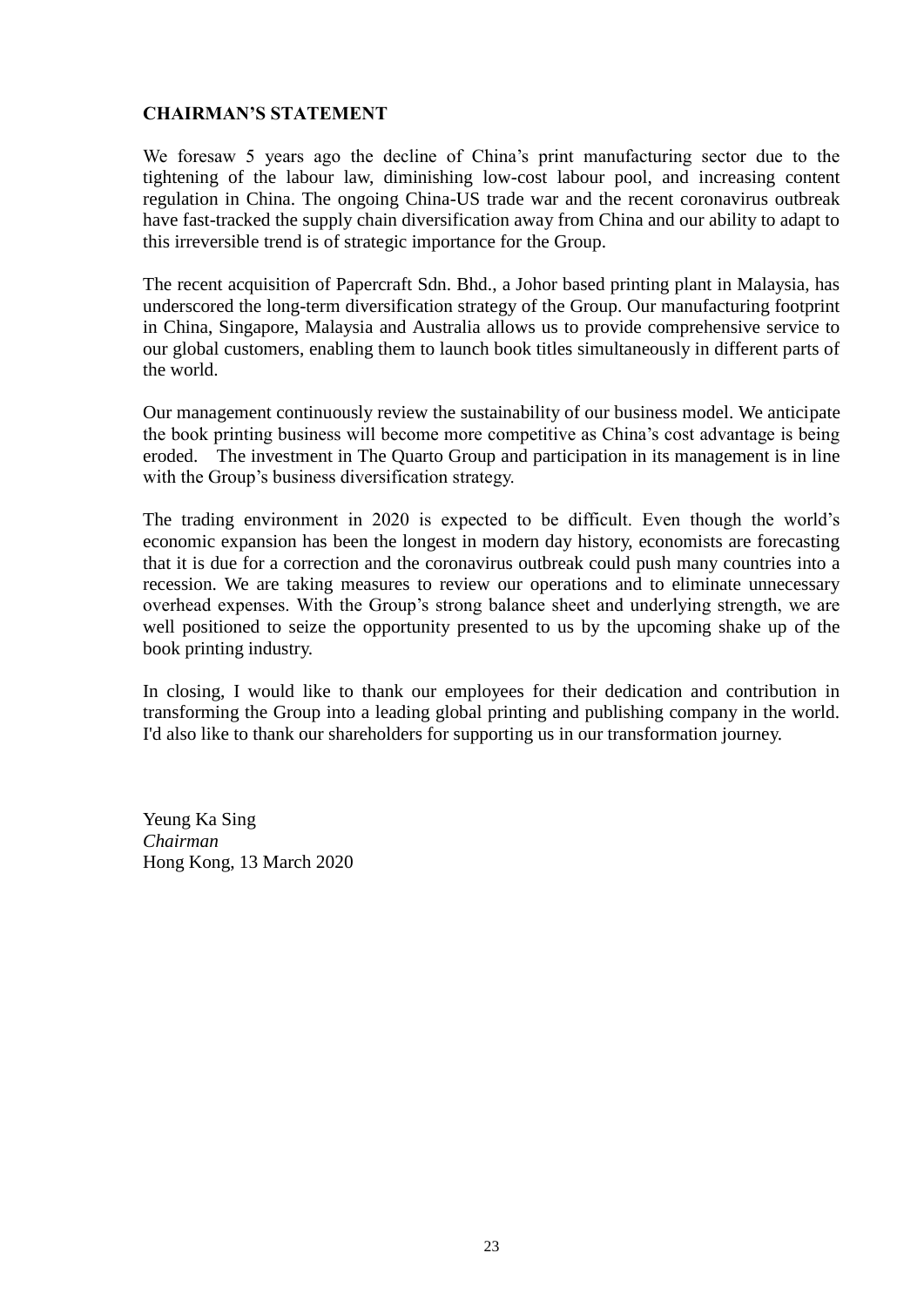## CHAIRMAN'S STATEMENT

We foresaw 5 years ago the decline of China's print manufacturing sector due to the tightening of the labour law, diminishing low-cost labour pool, and increasing content regulation in China. The ongoing China-US trade war and the recent coronavirus outbreak have fast-tracked the supply chain diversification away from China and our ability to adapt to this irreversible trend is of strategic importance for the Group.

The recent acquisition of Papercraft Sdn. Bhd., a Johor based printing plant in Malaysia, has underscored the long-term diversification strategy of the Group. Our manufacturing footprint in China, Singapore, Malaysia and Australia allows us to provide comprehensive service to our global customers, enabling them to launch book titles simultaneously in different parts of the world.

Our management continuously review the sustainability of our business model. We anticipate the book printing business will become more competitive as China's cost advantage is being eroded. The investment in The Quarto Group and participation in its management is in line with the Group's business diversification strategy.

The trading environment in 2020 is expected to be difficult. Even though the world's economic expansion has been the longest in modern day history, economists are forecasting that it is due for a correction and the coronavirus outbreak could push many countries into a recession. We are taking measures to review our operations and to eliminate unnecessary overhead expenses. With the Group's strong balance sheet and underlying strength, we are well positioned to seize the opportunity presented to us by the upcoming shake up of the book printing industry.

In closing, I would like to thank our employees for their dedication and contribution in transforming the Group into a leading global printing and publishing company in the world. I'd also like to thank our shareholders for supporting us in our transformation journey.

Yeung Ka Sing
*Chairman*
Hong Kong, 13 March 2020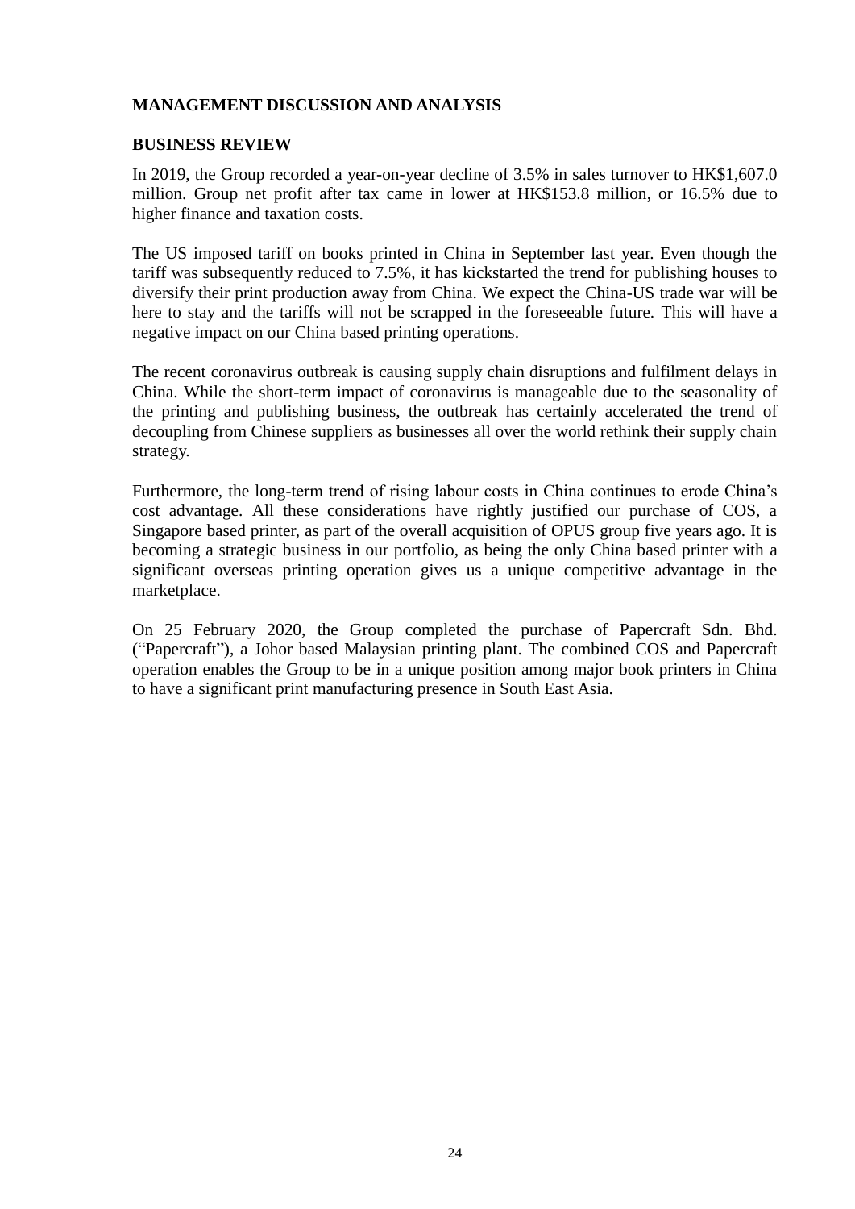**MANAGEMENT DISCUSSION AND ANALYSIS**

**BUSINESS REVIEW**

In 2019, the Group recorded a year-on-year decline of 3.5% in sales turnover to HK$1,607.0 million. Group net profit after tax came in lower at HK$153.8 million, or 16.5% due to higher finance and taxation costs.

The US imposed tariff on books printed in China in September last year. Even though the tariff was subsequently reduced to 7.5%, it has kickstarted the trend for publishing houses to diversify their print production away from China. We expect the China-US trade war will be here to stay and the tariffs will not be scrapped in the foreseeable future. This will have a negative impact on our China based printing operations.

The recent coronavirus outbreak is causing supply chain disruptions and fulfilment delays in China. While the short-term impact of coronavirus is manageable due to the seasonality of the printing and publishing business, the outbreak has certainly accelerated the trend of decoupling from Chinese suppliers as businesses all over the world rethink their supply chain strategy.

Furthermore, the long-term trend of rising labour costs in China continues to erode China's cost advantage. All these considerations have rightly justified our purchase of COS, a Singapore based printer, as part of the overall acquisition of OPUS group five years ago. It is becoming a strategic business in our portfolio, as being the only China based printer with a significant overseas printing operation gives us a unique competitive advantage in the marketplace.

On 25 February 2020, the Group completed the purchase of Papercraft Sdn. Bhd. ("Papercraft"), a Johor based Malaysian printing plant. The combined COS and Papercraft operation enables the Group to be in a unique position among major book printers in China to have a significant print manufacturing presence in South East Asia.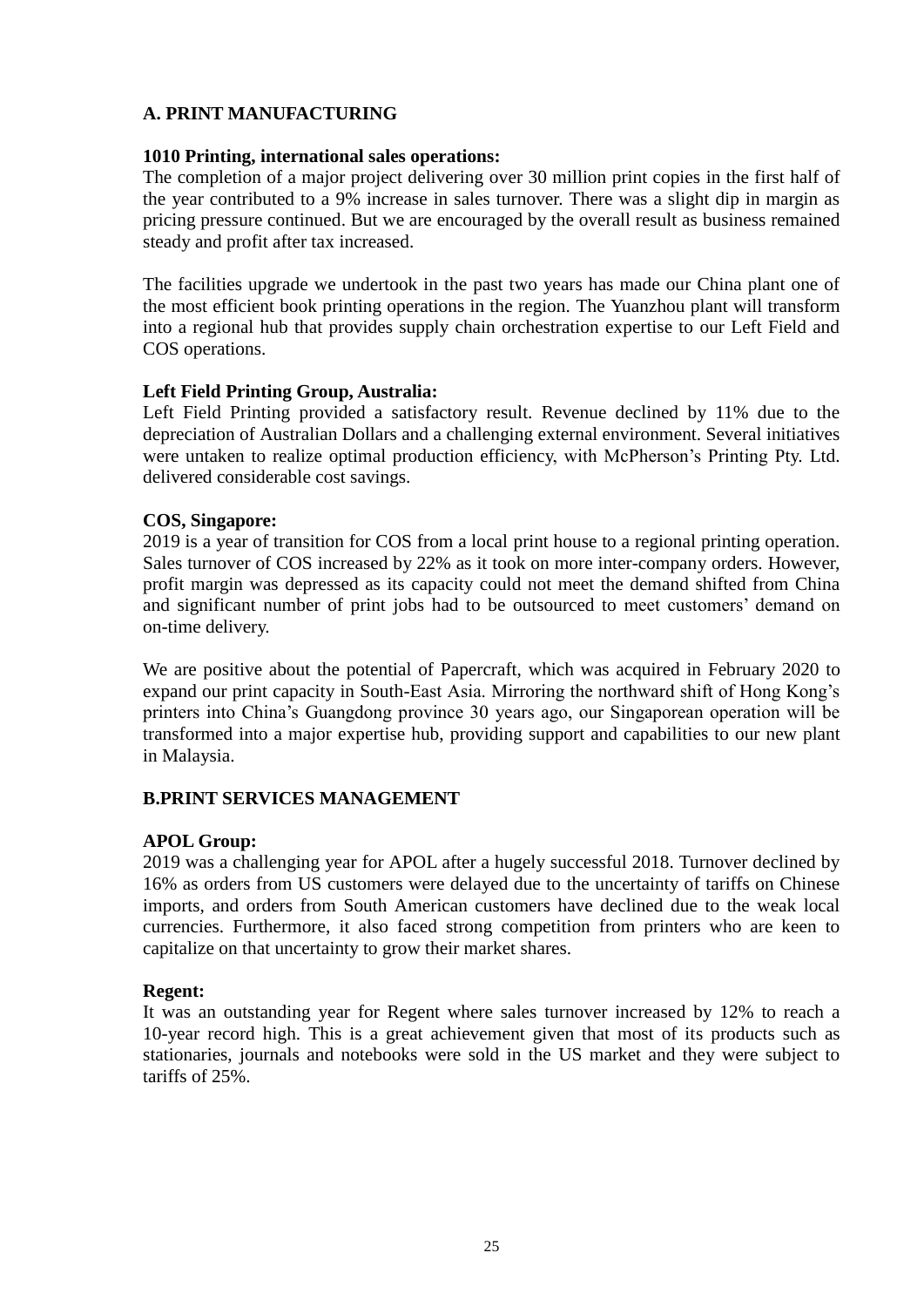## A. PRINT MANUFACTURING

**1010 Printing, international sales operations:**
The completion of a major project delivering over 30 million print copies in the first half of the year contributed to a 9% increase in sales turnover. There was a slight dip in margin as pricing pressure continued. But we are encouraged by the overall result as business remained steady and profit after tax increased.

The facilities upgrade we undertook in the past two years has made our China plant one of the most efficient book printing operations in the region. The Yuanzhou plant will transform into a regional hub that provides supply chain orchestration expertise to our Left Field and COS operations.

**Left Field Printing Group, Australia:**
Left Field Printing provided a satisfactory result. Revenue declined by 11% due to the depreciation of Australian Dollars and a challenging external environment. Several initiatives were untaken to realize optimal production efficiency, with McPherson's Printing Pty. Ltd. delivered considerable cost savings.

**COS, Singapore:**
2019 is a year of transition for COS from a local print house to a regional printing operation. Sales turnover of COS increased by 22% as it took on more inter-company orders. However, profit margin was depressed as its capacity could not meet the demand shifted from China and significant number of print jobs had to be outsourced to meet customers' demand on on-time delivery.

We are positive about the potential of Papercraft, which was acquired in February 2020 to expand our print capacity in South-East Asia. Mirroring the northward shift of Hong Kong's printers into China's Guangdong province 30 years ago, our Singaporean operation will be transformed into a major expertise hub, providing support and capabilities to our new plant in Malaysia.

## B.PRINT SERVICES MANAGEMENT

**APOL Group:**
2019 was a challenging year for APOL after a hugely successful 2018. Turnover declined by 16% as orders from US customers were delayed due to the uncertainty of tariffs on Chinese imports, and orders from South American customers have declined due to the weak local currencies. Furthermore, it also faced strong competition from printers who are keen to capitalize on that uncertainty to grow their market shares.

**Regent:**
It was an outstanding year for Regent where sales turnover increased by 12% to reach a 10-year record high. This is a great achievement given that most of its products such as stationaries, journals and notebooks were sold in the US market and they were subject to tariffs of 25%.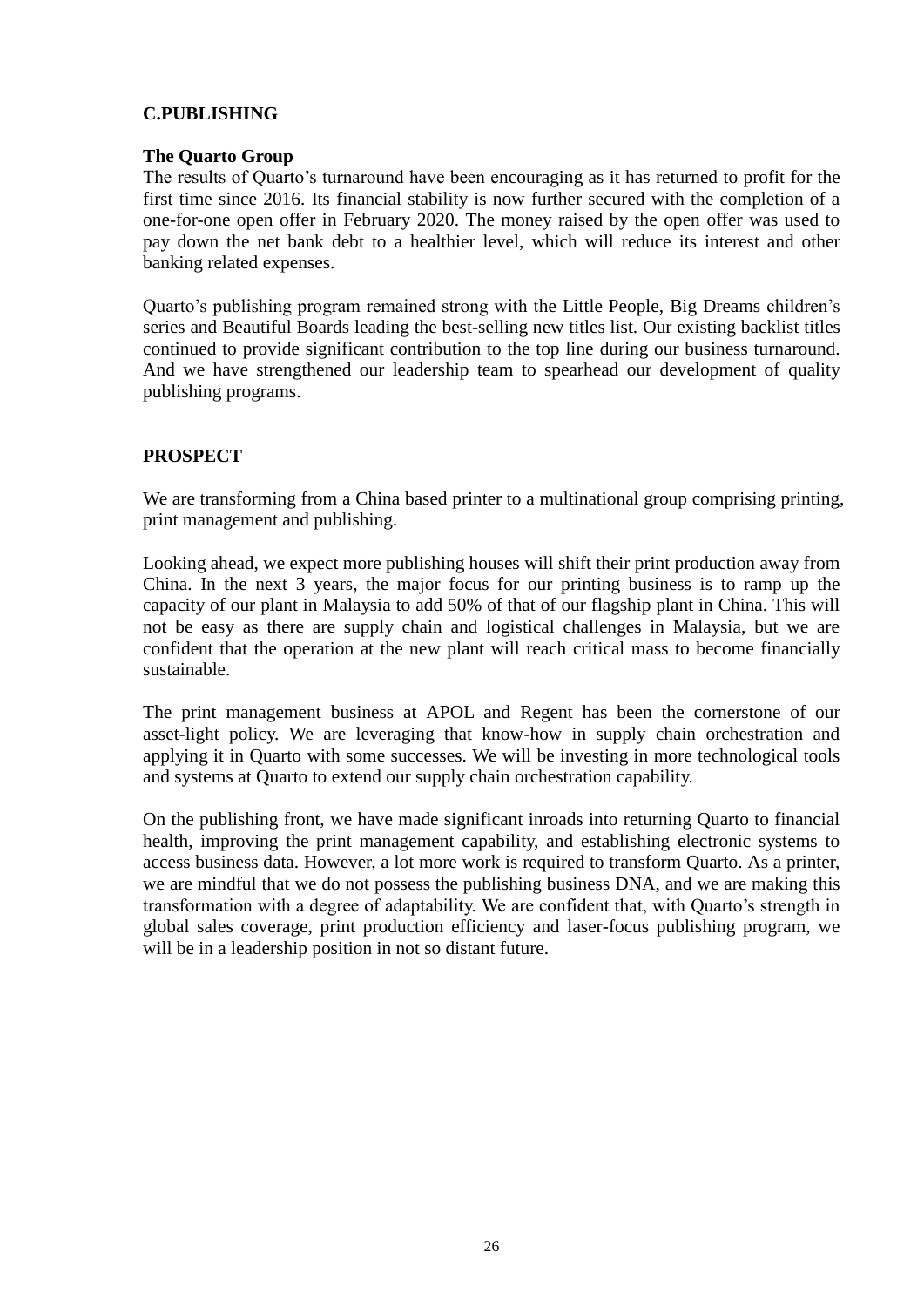## C.PUBLISHING

### The Quarto Group

The results of Quarto's turnaround have been encouraging as it has returned to profit for the first time since 2016. Its financial stability is now further secured with the completion of a one-for-one open offer in February 2020. The money raised by the open offer was used to pay down the net bank debt to a healthier level, which will reduce its interest and other banking related expenses.

Quarto's publishing program remained strong with the Little People, Big Dreams children's series and Beautiful Boards leading the best-selling new titles list. Our existing backlist titles continued to provide significant contribution to the top line during our business turnaround. And we have strengthened our leadership team to spearhead our development of quality publishing programs.

## PROSPECT

We are transforming from a China based printer to a multinational group comprising printing, print management and publishing.

Looking ahead, we expect more publishing houses will shift their print production away from China. In the next 3 years, the major focus for our printing business is to ramp up the capacity of our plant in Malaysia to add 50% of that of our flagship plant in China. This will not be easy as there are supply chain and logistical challenges in Malaysia, but we are confident that the operation at the new plant will reach critical mass to become financially sustainable.

The print management business at APOL and Regent has been the cornerstone of our asset-light policy. We are leveraging that know-how in supply chain orchestration and applying it in Quarto with some successes. We will be investing in more technological tools and systems at Quarto to extend our supply chain orchestration capability.

On the publishing front, we have made significant inroads into returning Quarto to financial health, improving the print management capability, and establishing electronic systems to access business data. However, a lot more work is required to transform Quarto. As a printer, we are mindful that we do not possess the publishing business DNA, and we are making this transformation with a degree of adaptability. We are confident that, with Quarto's strength in global sales coverage, print production efficiency and laser-focus publishing program, we will be in a leadership position in not so distant future.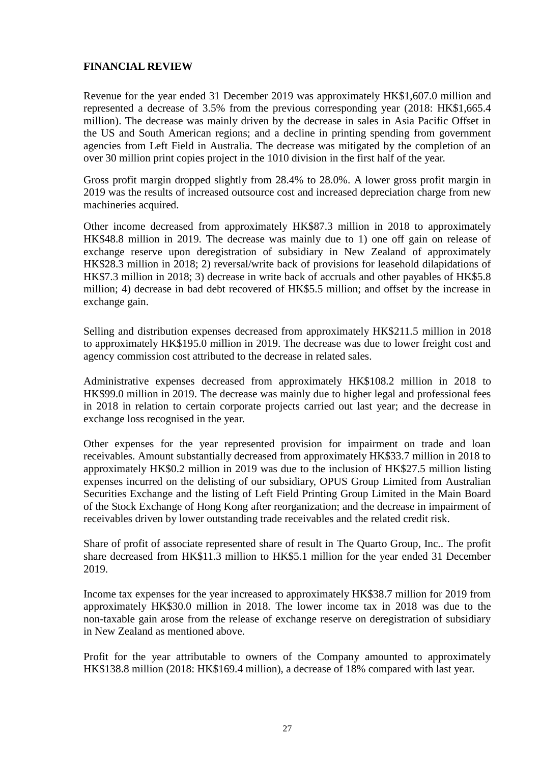## FINANCIAL REVIEW

Revenue for the year ended 31 December 2019 was approximately HK$1,607.0 million and represented a decrease of 3.5% from the previous corresponding year (2018: HK$1,665.4 million). The decrease was mainly driven by the decrease in sales in Asia Pacific Offset in the US and South American regions; and a decline in printing spending from government agencies from Left Field in Australia. The decrease was mitigated by the completion of an over 30 million print copies project in the 1010 division in the first half of the year.

Gross profit margin dropped slightly from 28.4% to 28.0%. A lower gross profit margin in 2019 was the results of increased outsource cost and increased depreciation charge from new machineries acquired.

Other income decreased from approximately HK$87.3 million in 2018 to approximately HK$48.8 million in 2019. The decrease was mainly due to 1) one off gain on release of exchange reserve upon deregistration of subsidiary in New Zealand of approximately HK$28.3 million in 2018; 2) reversal/write back of provisions for leasehold dilapidations of HK$7.3 million in 2018; 3) decrease in write back of accruals and other payables of HK$5.8 million; 4) decrease in bad debt recovered of HK$5.5 million; and offset by the increase in exchange gain.

Selling and distribution expenses decreased from approximately HK$211.5 million in 2018 to approximately HK$195.0 million in 2019. The decrease was due to lower freight cost and agency commission cost attributed to the decrease in related sales.

Administrative expenses decreased from approximately HK$108.2 million in 2018 to HK$99.0 million in 2019. The decrease was mainly due to higher legal and professional fees in 2018 in relation to certain corporate projects carried out last year; and the decrease in exchange loss recognised in the year.

Other expenses for the year represented provision for impairment on trade and loan receivables. Amount substantially decreased from approximately HK$33.7 million in 2018 to approximately HK$0.2 million in 2019 was due to the inclusion of HK$27.5 million listing expenses incurred on the delisting of our subsidiary, OPUS Group Limited from Australian Securities Exchange and the listing of Left Field Printing Group Limited in the Main Board of the Stock Exchange of Hong Kong after reorganization; and the decrease in impairment of receivables driven by lower outstanding trade receivables and the related credit risk.

Share of profit of associate represented share of result in The Quarto Group, Inc.. The profit share decreased from HK$11.3 million to HK$5.1 million for the year ended 31 December 2019.

Income tax expenses for the year increased to approximately HK$38.7 million for 2019 from approximately HK$30.0 million in 2018. The lower income tax in 2018 was due to the non-taxable gain arose from the release of exchange reserve on deregistration of subsidiary in New Zealand as mentioned above.

Profit for the year attributable to owners of the Company amounted to approximately HK$138.8 million (2018: HK$169.4 million), a decrease of 18% compared with last year.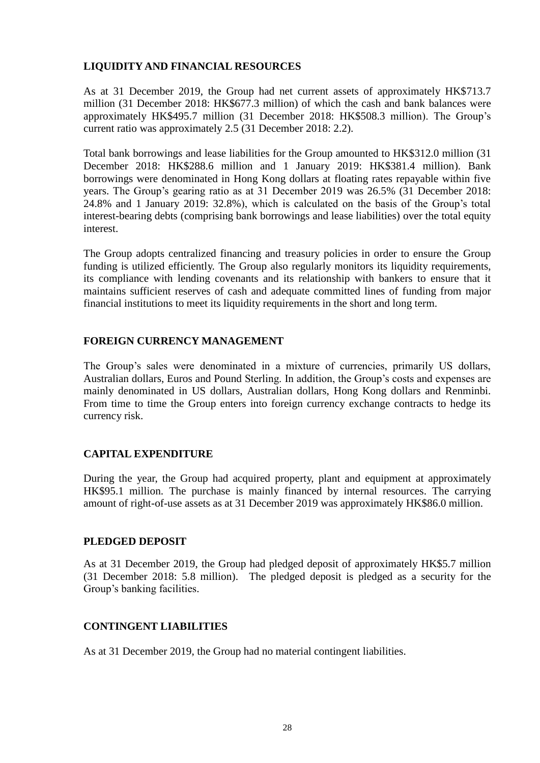## LIQUIDITY AND FINANCIAL RESOURCES

As at 31 December 2019, the Group had net current assets of approximately HK$713.7 million (31 December 2018: HK$677.3 million) of which the cash and bank balances were approximately HK$495.7 million (31 December 2018: HK$508.3 million). The Group's current ratio was approximately 2.5 (31 December 2018: 2.2).

Total bank borrowings and lease liabilities for the Group amounted to HK$312.0 million (31 December 2018: HK$288.6 million and 1 January 2019: HK$381.4 million). Bank borrowings were denominated in Hong Kong dollars at floating rates repayable within five years. The Group's gearing ratio as at 31 December 2019 was 26.5% (31 December 2018: 24.8% and 1 January 2019: 32.8%), which is calculated on the basis of the Group's total interest-bearing debts (comprising bank borrowings and lease liabilities) over the total equity interest.

The Group adopts centralized financing and treasury policies in order to ensure the Group funding is utilized efficiently. The Group also regularly monitors its liquidity requirements, its compliance with lending covenants and its relationship with bankers to ensure that it maintains sufficient reserves of cash and adequate committed lines of funding from major financial institutions to meet its liquidity requirements in the short and long term.

## FOREIGN CURRENCY MANAGEMENT

The Group's sales were denominated in a mixture of currencies, primarily US dollars, Australian dollars, Euros and Pound Sterling. In addition, the Group's costs and expenses are mainly denominated in US dollars, Australian dollars, Hong Kong dollars and Renminbi. From time to time the Group enters into foreign currency exchange contracts to hedge its currency risk.

## CAPITAL EXPENDITURE

During the year, the Group had acquired property, plant and equipment at approximately HK$95.1 million. The purchase is mainly financed by internal resources. The carrying amount of right-of-use assets as at 31 December 2019 was approximately HK$86.0 million.

## PLEDGED DEPOSIT

As at 31 December 2019, the Group had pledged deposit of approximately HK$5.7 million (31 December 2018: 5.8 million). The pledged deposit is pledged as a security for the Group's banking facilities.

## CONTINGENT LIABILITIES

As at 31 December 2019, the Group had no material contingent liabilities.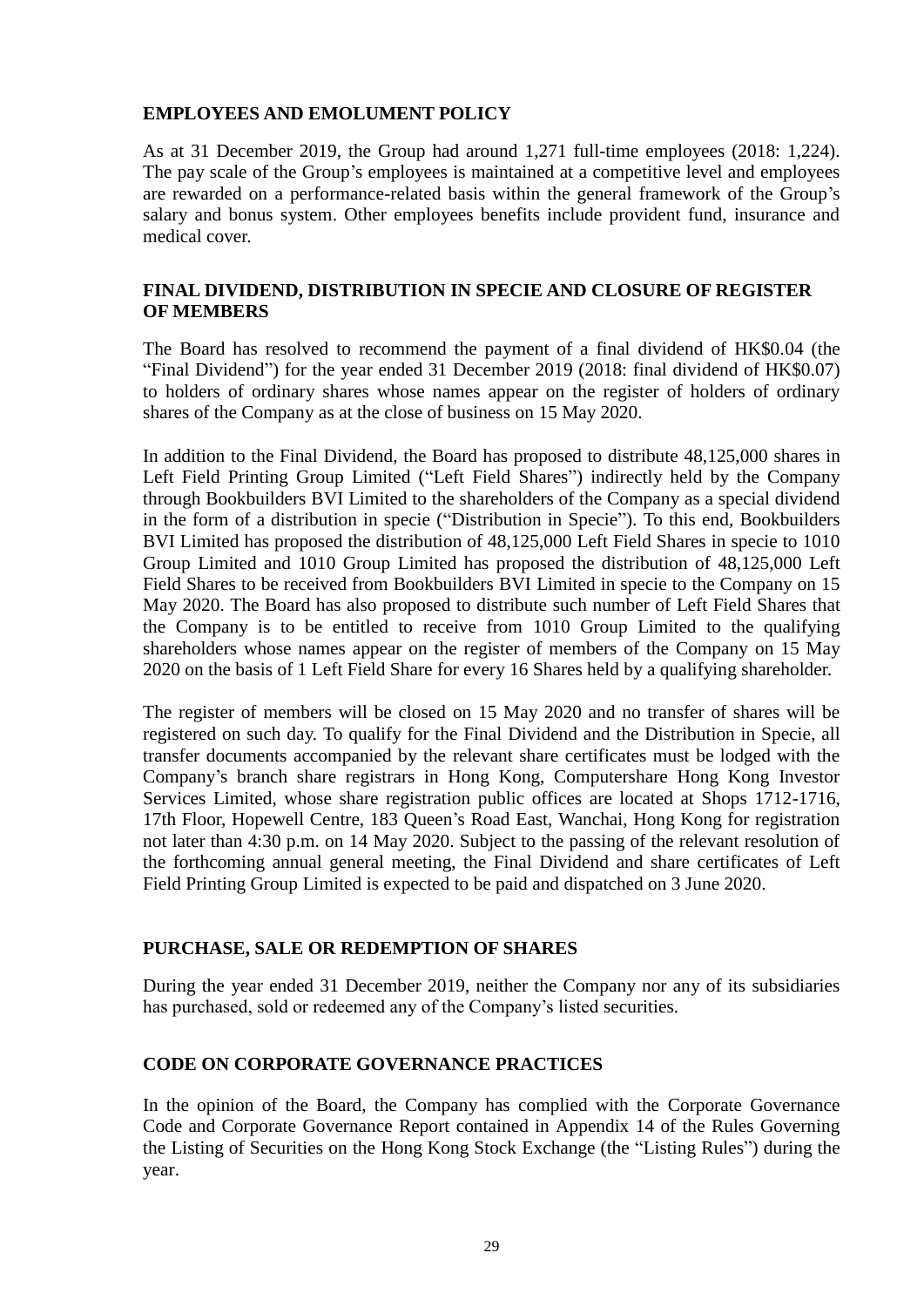## EMPLOYEES AND EMOLUMENT POLICY

As at 31 December 2019, the Group had around 1,271 full-time employees (2018: 1,224). The pay scale of the Group's employees is maintained at a competitive level and employees are rewarded on a performance-related basis within the general framework of the Group's salary and bonus system. Other employees benefits include provident fund, insurance and medical cover.

## FINAL DIVIDEND, DISTRIBUTION IN SPECIE AND CLOSURE OF REGISTER OF MEMBERS

The Board has resolved to recommend the payment of a final dividend of HK$0.04 (the "Final Dividend") for the year ended 31 December 2019 (2018: final dividend of HK$0.07) to holders of ordinary shares whose names appear on the register of holders of ordinary shares of the Company as at the close of business on 15 May 2020.

In addition to the Final Dividend, the Board has proposed to distribute 48,125,000 shares in Left Field Printing Group Limited ("Left Field Shares") indirectly held by the Company through Bookbuilders BVI Limited to the shareholders of the Company as a special dividend in the form of a distribution in specie ("Distribution in Specie"). To this end, Bookbuilders BVI Limited has proposed the distribution of 48,125,000 Left Field Shares in specie to 1010 Group Limited and 1010 Group Limited has proposed the distribution of 48,125,000 Left Field Shares to be received from Bookbuilders BVI Limited in specie to the Company on 15 May 2020. The Board has also proposed to distribute such number of Left Field Shares that the Company is to be entitled to receive from 1010 Group Limited to the qualifying shareholders whose names appear on the register of members of the Company on 15 May 2020 on the basis of 1 Left Field Share for every 16 Shares held by a qualifying shareholder.

The register of members will be closed on 15 May 2020 and no transfer of shares will be registered on such day. To qualify for the Final Dividend and the Distribution in Specie, all transfer documents accompanied by the relevant share certificates must be lodged with the Company's branch share registrars in Hong Kong, Computershare Hong Kong Investor Services Limited, whose share registration public offices are located at Shops 1712-1716, 17th Floor, Hopewell Centre, 183 Queen's Road East, Wanchai, Hong Kong for registration not later than 4:30 p.m. on 14 May 2020. Subject to the passing of the relevant resolution of the forthcoming annual general meeting, the Final Dividend and share certificates of Left Field Printing Group Limited is expected to be paid and dispatched on 3 June 2020.

## PURCHASE, SALE OR REDEMPTION OF SHARES

During the year ended 31 December 2019, neither the Company nor any of its subsidiaries has purchased, sold or redeemed any of the Company's listed securities.

## CODE ON CORPORATE GOVERNANCE PRACTICES

In the opinion of the Board, the Company has complied with the Corporate Governance Code and Corporate Governance Report contained in Appendix 14 of the Rules Governing the Listing of Securities on the Hong Kong Stock Exchange (the "Listing Rules") during the year.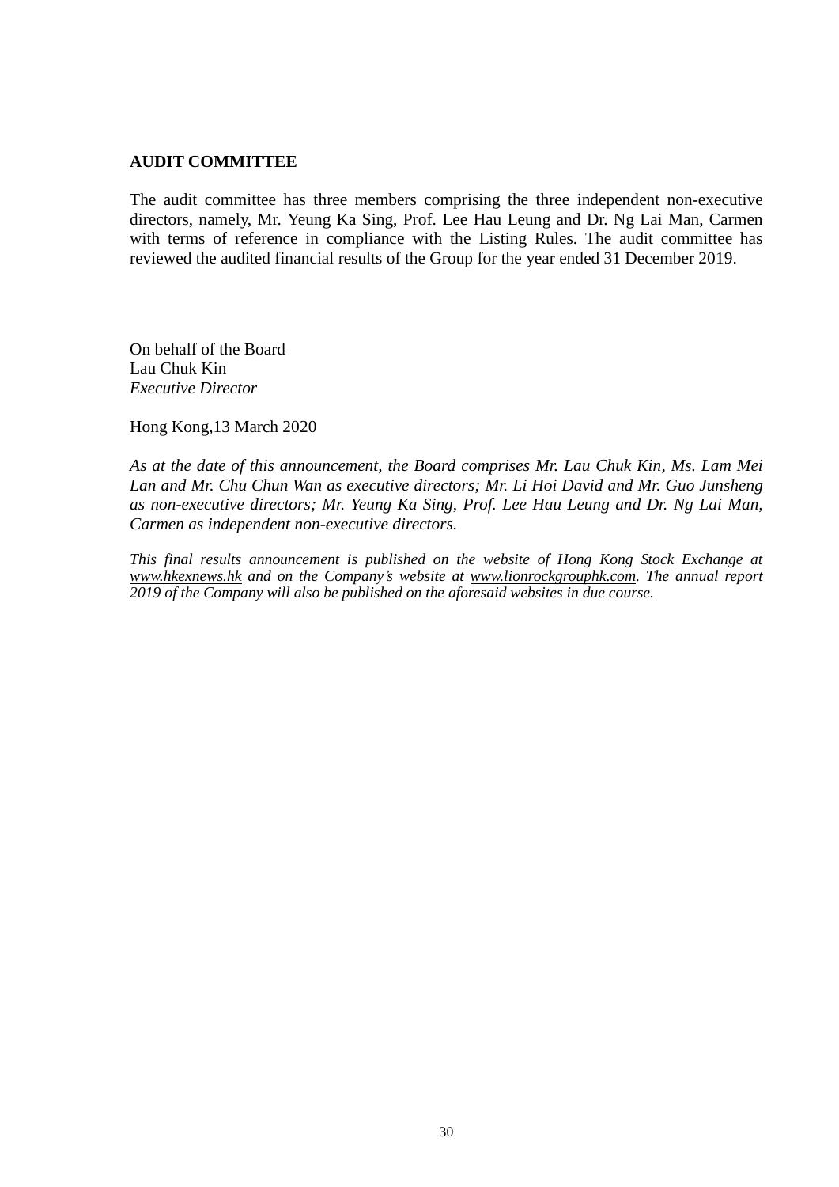## AUDIT COMMITTEE

The audit committee has three members comprising the three independent non-executive directors, namely, Mr. Yeung Ka Sing, Prof. Lee Hau Leung and Dr. Ng Lai Man, Carmen with terms of reference in compliance with the Listing Rules. The audit committee has reviewed the audited financial results of the Group for the year ended 31 December 2019.

On behalf of the Board
Lau Chuk Kin
*Executive Director*

Hong Kong,13 March 2020

*As at the date of this announcement, the Board comprises Mr. Lau Chuk Kin, Ms. Lam Mei Lan and Mr. Chu Chun Wan as executive directors; Mr. Li Hoi David and Mr. Guo Junsheng as non-executive directors; Mr. Yeung Ka Sing, Prof. Lee Hau Leung and Dr. Ng Lai Man, Carmen as independent non-executive directors.*

*This final results announcement is published on the website of Hong Kong Stock Exchange at www.hkexnews.hk and on the Company's website at www.lionrockgrouphk.com. The annual report 2019 of the Company will also be published on the aforesaid websites in due course.*